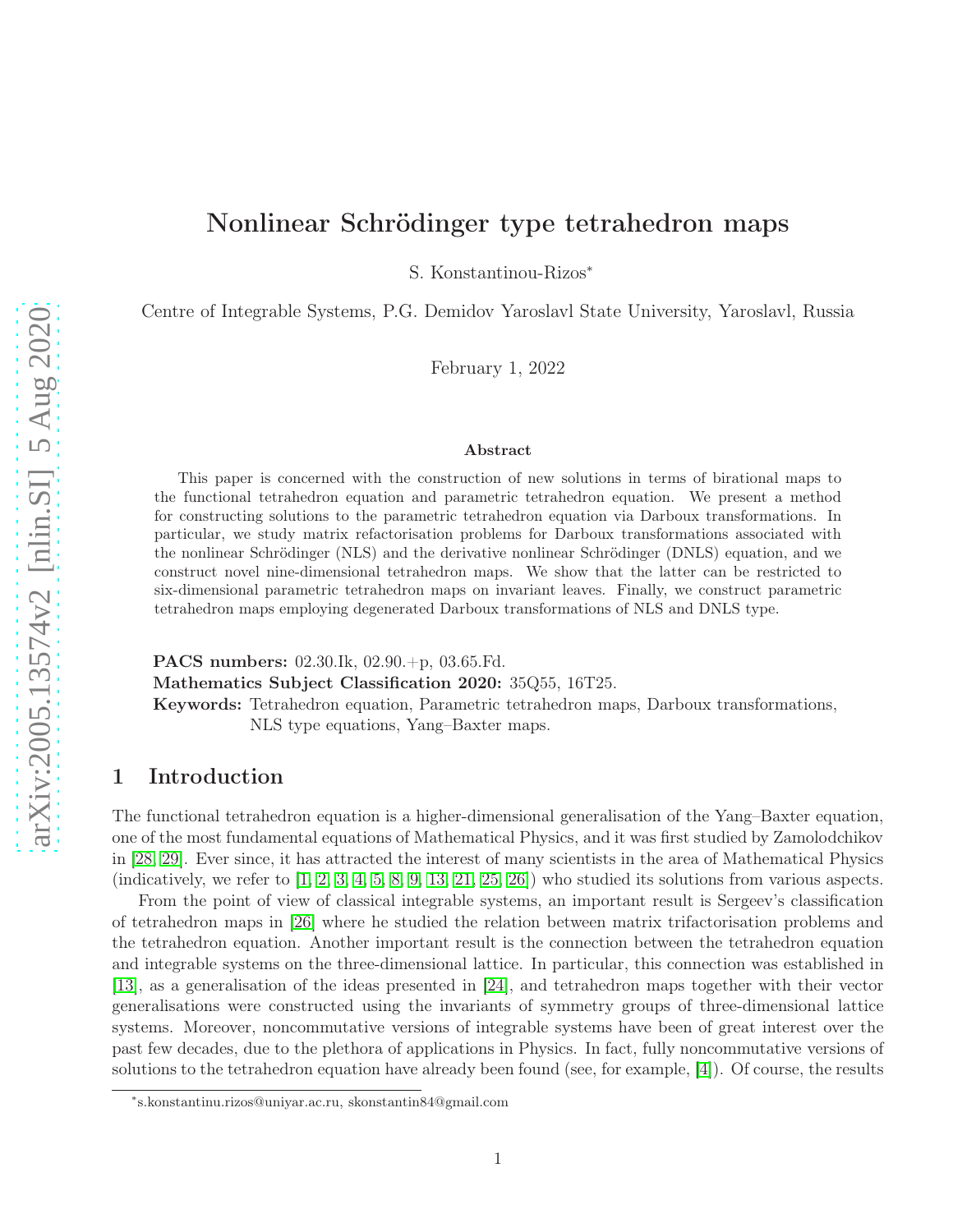# Nonlinear Schrödinger type tetrahedron maps

S. Konstantinou-Rizos*

Centre of Integrable Systems, P.G. Demidov Yaroslavl State University, Yaroslavl, Russia

February 1, 2022

### Abstract

This paper is concerned with the construction of new solutions in terms of birational maps to the functional tetrahedron equation and parametric tetrahedron equation. We present a method for constructing solutions to the parametric tetrahedron equation via Darboux transformations. In particular, we study matrix refactorisation problems for Darboux transformations associated with the nonlinear Schrödinger (NLS) and the derivative nonlinear Schrödinger (DNLS) equation, and we construct novel nine-dimensional tetrahedron maps. We show that the latter can be restricted to six-dimensional parametric tetrahedron maps on invariant leaves. Finally, we construct parametric tetrahedron maps employing degenerated Darboux transformations of NLS and DNLS type.

**PACS numbers:** 02.30.Ik, 02.90.+p, 03.65.Fd.
**Mathematics Subject Classification 2020:** 35Q55, 16T25.
**Keywords:** Tetrahedron equation, Parametric tetrahedron maps, Darboux transformations, NLS type equations, Yang–Baxter maps.

## 1 Introduction

The functional tetrahedron equation is a higher-dimensional generalisation of the Yang–Baxter equation, one of the most fundamental equations of Mathematical Physics, and it was first studied by Zamolodchikov in [28, 29]. Ever since, it has attracted the interest of many scientists in the area of Mathematical Physics (indicatively, we refer to [1, 2, 3, 4, 5, 8, 9, 13, 21, 25, 26]) who studied its solutions from various aspects.

From the point of view of classical integrable systems, an important result is Sergeev's classification of tetrahedron maps in [26] where he studied the relation between matrix trifactorisation problems and the tetrahedron equation. Another important result is the connection between the tetrahedron equation and integrable systems on the three-dimensional lattice. In particular, this connection was established in [13], as a generalisation of the ideas presented in [24], and tetrahedron maps together with their vector generalisations were constructed using the invariants of symmetry groups of three-dimensional lattice systems. Moreover, noncommutative versions of integrable systems have been of great interest over the past few decades, due to the plethora of applications in Physics. In fact, fully noncommutative versions of solutions to the tetrahedron equation have already been found (see, for example, [4]). Of course, the results

*s.konstantinu.rizos@uniyar.ac.ru, skonstantin84@gmail.com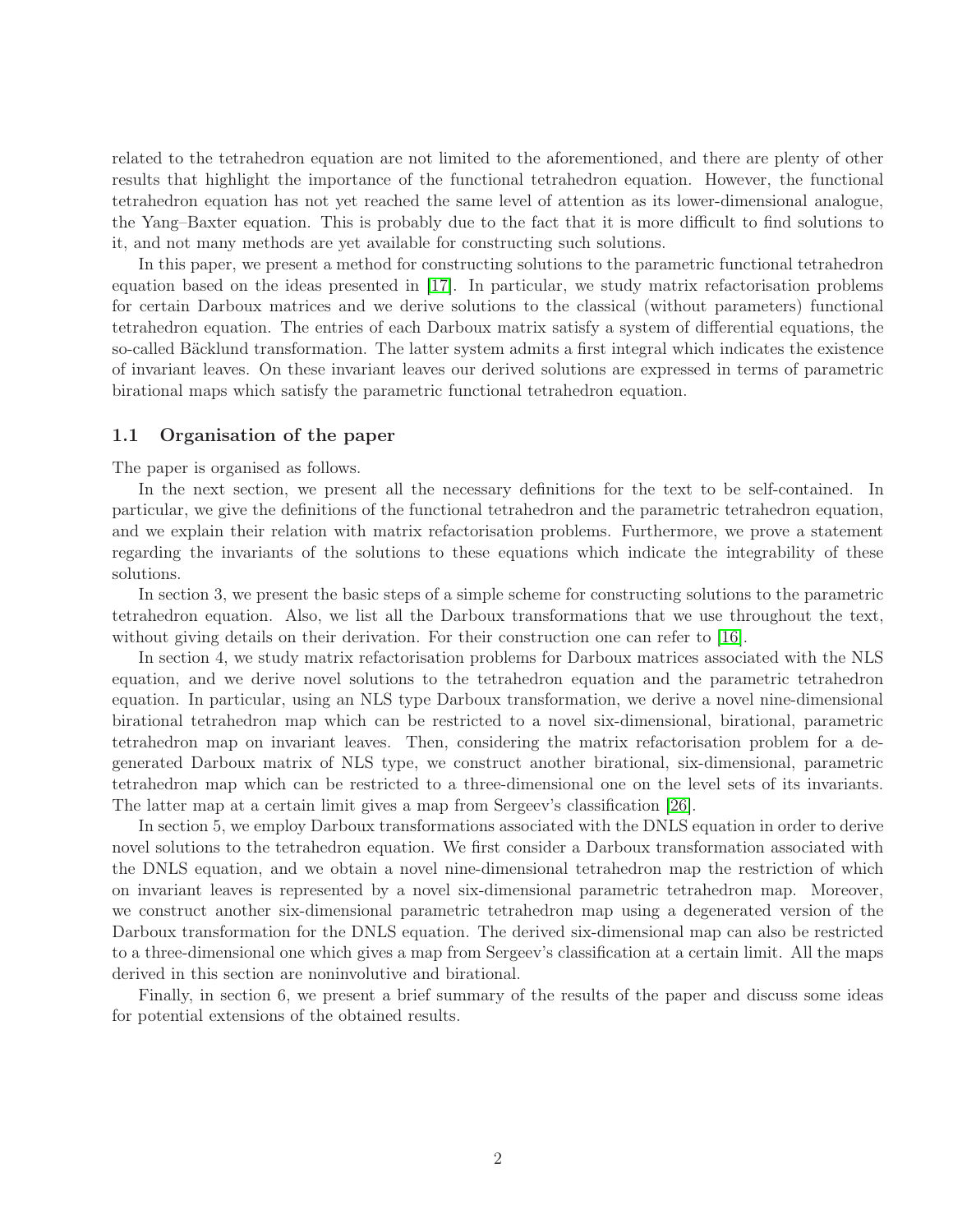related to the tetrahedron equation are not limited to the aforementioned, and there are plenty of other results that highlight the importance of the functional tetrahedron equation. However, the functional tetrahedron equation has not yet reached the same level of attention as its lower-dimensional analogue, the Yang–Baxter equation. This is probably due to the fact that it is more difficult to find solutions to it, and not many methods are yet available for constructing such solutions.

In this paper, we present a method for constructing solutions to the parametric functional tetrahedron equation based on the ideas presented in [17]. In particular, we study matrix refactorisation problems for certain Darboux matrices and we derive solutions to the classical (without parameters) functional tetrahedron equation. The entries of each Darboux matrix satisfy a system of differential equations, the so-called Bäcklund transformation. The latter system admits a first integral which indicates the existence of invariant leaves. On these invariant leaves our derived solutions are expressed in terms of parametric birational maps which satisfy the parametric functional tetrahedron equation.

### 1.1 Organisation of the paper

The paper is organised as follows.

In the next section, we present all the necessary definitions for the text to be self-contained. In particular, we give the definitions of the functional tetrahedron and the parametric tetrahedron equation, and we explain their relation with matrix refactorisation problems. Furthermore, we prove a statement regarding the invariants of the solutions to these equations which indicate the integrability of these solutions.

In section 3, we present the basic steps of a simple scheme for constructing solutions to the parametric tetrahedron equation. Also, we list all the Darboux transformations that we use throughout the text, without giving details on their derivation. For their construction one can refer to [16].

In section 4, we study matrix refactorisation problems for Darboux matrices associated with the NLS equation, and we derive novel solutions to the tetrahedron equation and the parametric tetrahedron equation. In particular, using an NLS type Darboux transformation, we derive a novel nine-dimensional birational tetrahedron map which can be restricted to a novel six-dimensional, birational, parametric tetrahedron map on invariant leaves. Then, considering the matrix refactorisation problem for a degenerated Darboux matrix of NLS type, we construct another birational, six-dimensional, parametric tetrahedron map which can be restricted to a three-dimensional one on the level sets of its invariants. The latter map at a certain limit gives a map from Sergeev's classification [26].

In section 5, we employ Darboux transformations associated with the DNLS equation in order to derive novel solutions to the tetrahedron equation. We first consider a Darboux transformation associated with the DNLS equation, and we obtain a novel nine-dimensional tetrahedron map the restriction of which on invariant leaves is represented by a novel six-dimensional parametric tetrahedron map. Moreover, we construct another six-dimensional parametric tetrahedron map using a degenerated version of the Darboux transformation for the DNLS equation. The derived six-dimensional map can also be restricted to a three-dimensional one which gives a map from Sergeev's classification at a certain limit. All the maps derived in this section are noninvolutive and birational.

Finally, in section 6, we present a brief summary of the results of the paper and discuss some ideas for potential extensions of the obtained results.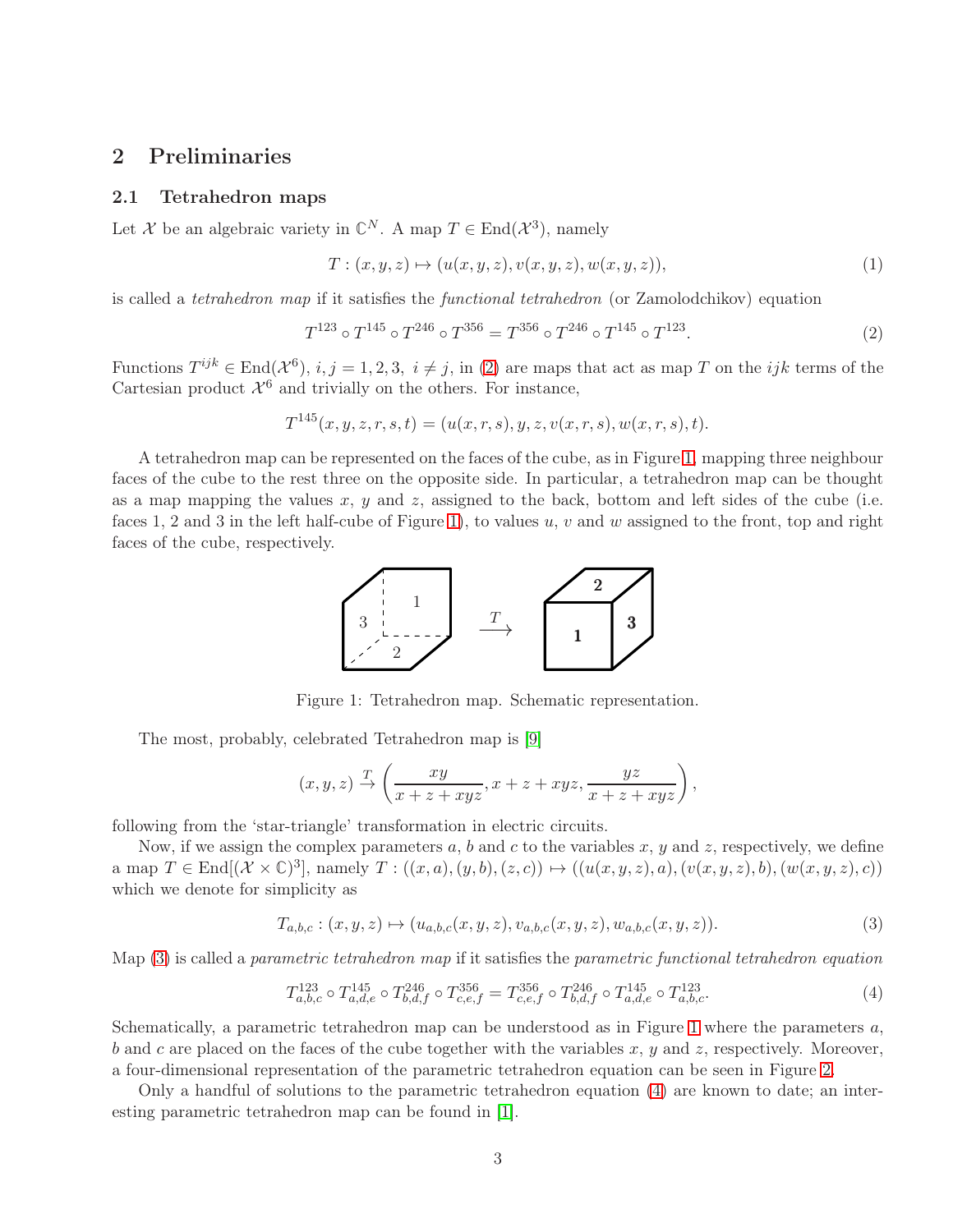## 2 Preliminaries

### 2.1 Tetrahedron maps

Let $\mathcal{X}$ be an algebraic variety in $\mathbb{C}^N$. A map $T \in \text{End}(\mathcal{X}^3)$, namely

$$T : (x, y, z) \mapsto (u(x, y, z), v(x, y, z), w(x, y, z)), \tag{1}$$

is called a *tetrahedron map* if it satisfies the *functional tetrahedron* (or Zamolodchikov) equation

$$T^{123} \circ T^{145} \circ T^{246} \circ T^{356} = T^{356} \circ T^{246} \circ T^{145} \circ T^{123}. \tag{2}$$

Functions $T^{ijk} \in \text{End}(\mathcal{X}^6)$, $i, j = 1, 2, 3,\ i \neq j$, in (2) are maps that act as map $T$ on the $ijk$ terms of the Cartesian product $\mathcal{X}^6$ and trivially on the others. For instance,

$$T^{145}(x, y, z, r, s, t) = (u(x, r, s), y, z, v(x, r, s), w(x, r, s), t).$$

A tetrahedron map can be represented on the faces of the cube, as in Figure 1, mapping three neighbour faces of the cube to the rest three on the opposite side. In particular, a tetrahedron map can be thought as a map mapping the values $x$, $y$ and $z$, assigned to the back, bottom and left sides of the cube (i.e. faces 1, 2 and 3 in the left half-cube of Figure 1), to values $u$, $v$ and $w$ assigned to the front, top and right faces of the cube, respectively.

Figure 1: Tetrahedron map. Schematic representation.

The most, probably, celebrated Tetrahedron map is [9]

$$(x, y, z) \overset{T}{\to} \left(\frac{xy}{x + z + xyz}, x + z + xyz, \frac{yz}{x + z + xyz}\right),$$

following from the 'star-triangle' transformation in electric circuits.

Now, if we assign the complex parameters $a$, $b$ and $c$ to the variables $x$, $y$ and $z$, respectively, we define a map $T \in \text{End}[(\mathcal{X} \times \mathbb{C})^3]$, namely $T : ((x, a), (y, b), (z, c)) \mapsto ((u(x, y, z), a), (v(x, y, z), b), (w(x, y, z), c))$ which we denote for simplicity as

$$T_{a,b,c} : (x, y, z) \mapsto (u_{a,b,c}(x, y, z), v_{a,b,c}(x, y, z), w_{a,b,c}(x, y, z)). \tag{3}$$

Map (3) is called a *parametric tetrahedron map* if it satisfies the *parametric functional tetrahedron equation*

$$T^{123}_{a,b,c} \circ T^{145}_{a,d,e} \circ T^{246}_{b,d,f} \circ T^{356}_{c,e,f} = T^{356}_{c,e,f} \circ T^{246}_{b,d,f} \circ T^{145}_{a,d,e} \circ T^{123}_{a,b,c}. \tag{4}$$

Schematically, a parametric tetrahedron map can be understood as in Figure 1 where the parameters $a$, $b$ and $c$ are placed on the faces of the cube together with the variables $x$, $y$ and $z$, respectively. Moreover, a four-dimensional representation of the parametric tetrahedron equation can be seen in Figure 2.

Only a handful of solutions to the parametric tetrahedron equation (4) are known to date; an interesting parametric tetrahedron map can be found in [1].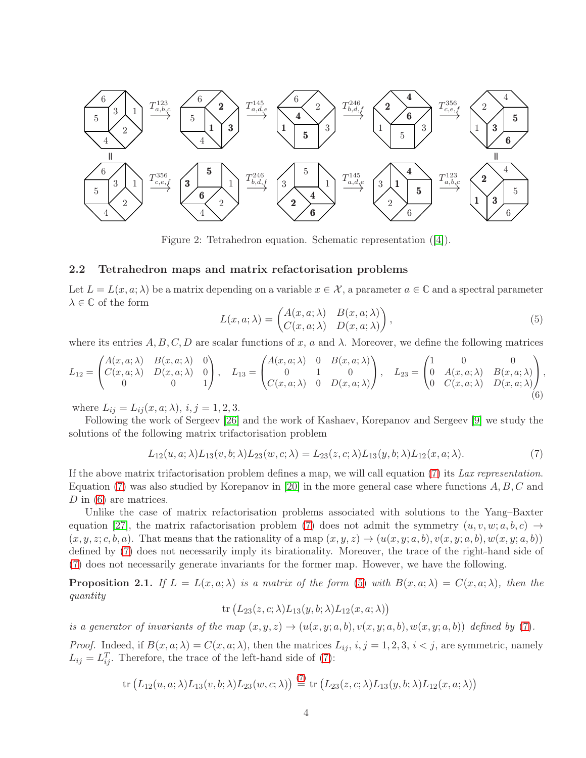Figure 2: Tetrahedron equation. Schematic representation ([4]).

### 2.2 Tetrahedron maps and matrix refactorisation problems

Let $L = L(x, a; \lambda)$ be a matrix depending on a variable $x \in \mathcal{X}$, a parameter $a \in \mathbb{C}$ and a spectral parameter $\lambda \in \mathbb{C}$ of the form

$$L(x, a; \lambda) = \begin{pmatrix} A(x, a; \lambda) & B(x, a; \lambda) \\ C(x, a; \lambda) & D(x, a; \lambda) \end{pmatrix}, \tag{5}$$

where its entries $A, B, C, D$ are scalar functions of $x$, $a$ and $\lambda$. Moreover, we define the following matrices

$$L_{12} = \begin{pmatrix} A(x, a; \lambda) & B(x, a; \lambda) & 0 \\ C(x, a; \lambda) & D(x, a; \lambda) & 0 \\ 0 & 0 & 1 \end{pmatrix}, \quad L_{13} = \begin{pmatrix} A(x, a; \lambda) & 0 & B(x, a; \lambda) \\ 0 & 1 & 0 \\ C(x, a; \lambda) & 0 & D(x, a; \lambda) \end{pmatrix}, \quad L_{23} = \begin{pmatrix} 1 & 0 & 0 \\ 0 & A(x, a; \lambda) & B(x, a; \lambda) \\ 0 & C(x, a; \lambda) & D(x, a; \lambda) \end{pmatrix}, \tag{6}$$

where $L_{ij} = L_{ij}(x, a; \lambda)$, $i, j = 1, 2, 3$.

Following the work of Sergeev [26] and the work of Kashaev, Korepanov and Sergeev [9] we study the solutions of the following matrix trifactorisation problem

$$L_{12}(u, a; \lambda)L_{13}(v, b; \lambda)L_{23}(w, c; \lambda) = L_{23}(z, c; \lambda)L_{13}(y, b; \lambda)L_{12}(x, a; \lambda). \tag{7}$$

If the above matrix trifactorisation problem defines a map, we will call equation (7) its *Lax representation*. Equation (7) was also studied by Korepanov in [20] in the more general case where functions $A, B, C$ and $D$ in (6) are matrices.

Unlike the case of matrix refactorisation problems associated with solutions to the Yang–Baxter equation [27], the matrix rafactorisation problem (7) does not admit the symmetry $(u, v, w; a, b, c) \to (x, y, z; c, b, a)$. That means that the rationality of a map $(x, y, z) \to (u(x, y; a, b), v(x, y; a, b), w(x, y; a, b))$ defined by (7) does not necessarily imply its birationality. Moreover, the trace of the right-hand side of (7) does not necessarily generate invariants for the former map. However, we have the following.

**Proposition 2.1.** *If $L = L(x, a; \lambda)$ is a matrix of the form (5) with $B(x, a; \lambda) = C(x, a; \lambda)$, then the quantity*

$$\operatorname{tr}\left(L_{23}(z, c; \lambda)L_{13}(y, b; \lambda)L_{12}(x, a; \lambda)\right)$$

*is a generator of invariants of the map $(x, y, z) \to (u(x, y; a, b), v(x, y; a, b), w(x, y; a, b))$ defined by (7).*

*Proof.* Indeed, if $B(x, a; \lambda) = C(x, a; \lambda)$, then the matrices $L_{ij}$, $i, j = 1, 2, 3$, $i < j$, are symmetric, namely $L_{ij} = L_{ij}^T$. Therefore, the trace of the left-hand side of (7):

$$\operatorname{tr}\left(L_{12}(u, a; \lambda)L_{13}(v, b; \lambda)L_{23}(w, c; \lambda)\right) \overset{(7)}{=} \operatorname{tr}\left(L_{23}(z, c; \lambda)L_{13}(y, b; \lambda)L_{12}(x, a; \lambda)\right)$$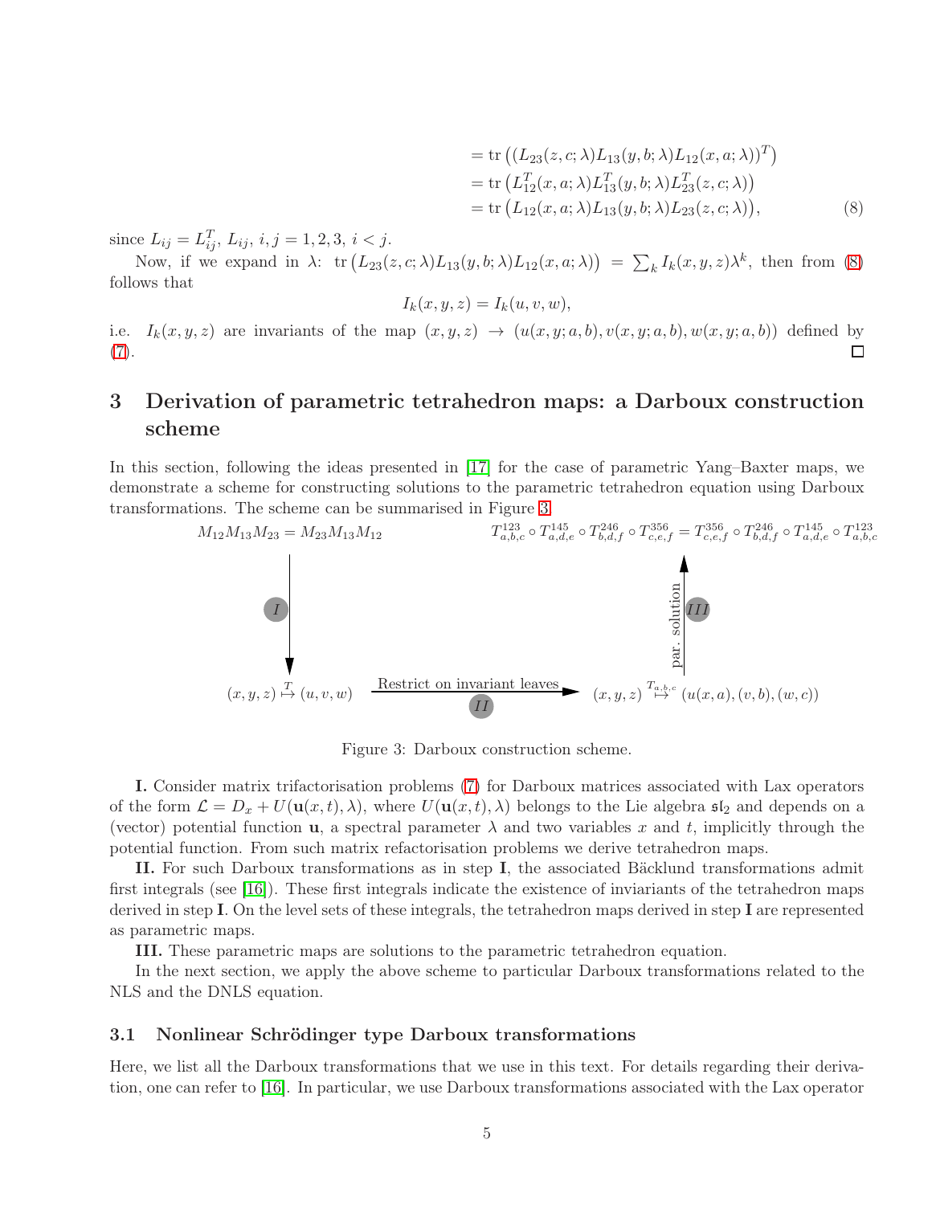$$
\begin{aligned}
&= \operatorname{tr}\left((L_{23}(z,c;\lambda)L_{13}(y,b;\lambda)L_{12}(x,a;\lambda))^T\right)\\
&= \operatorname{tr}\left(L_{12}^T(x,a;\lambda)L_{13}^T(y,b;\lambda)L_{23}^T(z,c;\lambda)\right)\\
&= \operatorname{tr}\left(L_{12}(x,a;\lambda)L_{13}(y,b;\lambda)L_{23}(z,c;\lambda)\right), \qquad (8)
\end{aligned}
$$

since $L_{ij} = L_{ij}^T$, $L_{ij}$, $i,j = 1,2,3$, $i<j$.

Now, if we expand in $\lambda$: $\operatorname{tr}\left(L_{23}(z,c;\lambda)L_{13}(y,b;\lambda)L_{12}(x,a;\lambda)\right) = \sum_k I_k(x,y,z)\lambda^k$, then from (8) follows that

$$
I_k(x,y,z) = I_k(u,v,w),
$$

i.e. $I_k(x,y,z)$ are invariants of the map $(x,y,z) \to (u(x,y;a,b), v(x,y;a,b), w(x,y;a,b))$ defined by (7). □

# 3 Derivation of parametric tetrahedron maps: a Darboux construction scheme

In this section, following the ideas presented in [17] for the case of parametric Yang–Baxter maps, we demonstrate a scheme for constructing solutions to the parametric tetrahedron equation using Darboux transformations. The scheme can be summarised in Figure 3.

$$
M_{12}M_{13}M_{23} = M_{23}M_{13}M_{12} \qquad\qquad T^{123}_{a,b,c}\circ T^{145}_{a,d,e}\circ T^{246}_{b,d,f}\circ T^{356}_{c,e,f} = T^{356}_{c,e,f}\circ T^{246}_{b,d,f}\circ T^{145}_{a,d,e}\circ T^{123}_{a,b,c}
$$

$$
\Big\downarrow\ I \qquad\qquad\qquad\qquad\qquad\qquad\qquad \text{par. solution}\ \Big\uparrow\ III
$$

$$
(x,y,z)\overset{T}{\mapsto}(u,v,w) \quad \xrightarrow[\ II\ ]{\text{Restrict on invariant leaves}} \quad (x,y,z)\overset{T_{a,b,c}}{\mapsto}(u(x,a),(v,b),(w,c))
$$

Figure 3: Darboux construction scheme.

**I.** Consider matrix trifactorisation problems (7) for Darboux matrices associated with Lax operators of the form $\mathcal{L} = D_x + U(\mathbf{u}(x,t),\lambda)$, where $U(\mathbf{u}(x,t),\lambda)$ belongs to the Lie algebra $\mathfrak{sl}_2$ and depends on a (vector) potential function $\mathbf{u}$, a spectral parameter $\lambda$ and two variables $x$ and $t$, implicitly through the potential function. From such matrix refactorisation problems we derive tetrahedron maps.

**II.** For such Darboux transformations as in step **I**, the associated Bäcklund transformations admit first integrals (see [16]). These first integrals indicate the existence of inviariants of the tetrahedron maps derived in step **I**. On the level sets of these integrals, the tetrahedron maps derived in step **I** are represented as parametric maps.

**III.** These parametric maps are solutions to the parametric tetrahedron equation.

In the next section, we apply the above scheme to particular Darboux transformations related to the NLS and the DNLS equation.

## 3.1 Nonlinear Schrödinger type Darboux transformations

Here, we list all the Darboux transformations that we use in this text. For details regarding their derivation, one can refer to [16]. In particular, we use Darboux transformations associated with the Lax operator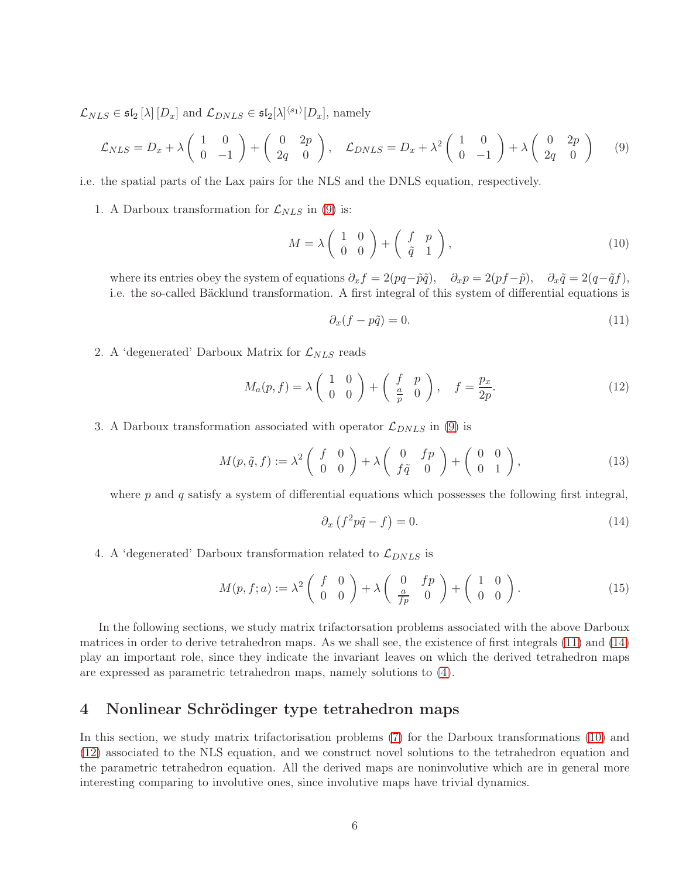$\mathcal{L}_{NLS} \in \mathfrak{sl}_2[\lambda][D_x]$ and $\mathcal{L}_{DNLS} \in \mathfrak{sl}_2[\lambda]^{\langle s_1 \rangle}[D_x]$, namely

$$\mathcal{L}_{NLS} = D_x + \lambda \begin{pmatrix} 1 & 0 \\ 0 & -1 \end{pmatrix} + \begin{pmatrix} 0 & 2p \\ 2q & 0 \end{pmatrix}, \quad \mathcal{L}_{DNLS} = D_x + \lambda^2 \begin{pmatrix} 1 & 0 \\ 0 & -1 \end{pmatrix} + \lambda \begin{pmatrix} 0 & 2p \\ 2q & 0 \end{pmatrix} \tag{9}$$

i.e. the spatial parts of the Lax pairs for the NLS and the DNLS equation, respectively.

1. A Darboux transformation for $\mathcal{L}_{NLS}$ in (9) is:

$$M = \lambda \begin{pmatrix} 1 & 0 \\ 0 & 0 \end{pmatrix} + \begin{pmatrix} f & p \\ \tilde{q} & 1 \end{pmatrix}, \tag{10}$$

   where its entries obey the system of equations $\partial_x f = 2(pq - \tilde{p}\tilde{q})$, $\quad \partial_x p = 2(pf - \tilde{p})$, $\quad \partial_x \tilde{q} = 2(q - \tilde{q}f)$, i.e. the so-called Bäcklund transformation. A first integral of this system of differential equations is

$$\partial_x (f - p\tilde{q}) = 0. \tag{11}$$

2. A 'degenerated' Darboux Matrix for $\mathcal{L}_{NLS}$ reads

$$M_a(p, f) = \lambda \begin{pmatrix} 1 & 0 \\ 0 & 0 \end{pmatrix} + \begin{pmatrix} f & p \\ \frac{a}{p} & 0 \end{pmatrix}, \quad f = \frac{p_x}{2p}. \tag{12}$$

3. A Darboux transformation associated with operator $\mathcal{L}_{DNLS}$ in (9) is

$$M(p, \tilde{q}, f) := \lambda^2 \begin{pmatrix} f & 0 \\ 0 & 0 \end{pmatrix} + \lambda \begin{pmatrix} 0 & fp \\ f\tilde{q} & 0 \end{pmatrix} + \begin{pmatrix} 0 & 0 \\ 0 & 1 \end{pmatrix}, \tag{13}$$

   where $p$ and $q$ satisfy a system of differential equations which possesses the following first integral,

$$\partial_x \left( f^2 p\tilde{q} - f \right) = 0. \tag{14}$$

4. A 'degenerated' Darboux transformation related to $\mathcal{L}_{DNLS}$ is

$$M(p, f; a) := \lambda^2 \begin{pmatrix} f & 0 \\ 0 & 0 \end{pmatrix} + \lambda \begin{pmatrix} 0 & fp \\ \frac{a}{fp} & 0 \end{pmatrix} + \begin{pmatrix} 1 & 0 \\ 0 & 0 \end{pmatrix}. \tag{15}$$

In the following sections, we study matrix trifactorsation problems associated with the above Darboux matrices in order to derive tetrahedron maps. As we shall see, the existence of first integrals (11) and (14) play an important role, since they indicate the invariant leaves on which the derived tetrahedron maps are expressed as parametric tetrahedron maps, namely solutions to (4).

## 4 Nonlinear Schrödinger type tetrahedron maps

In this section, we study matrix trifactorisation problems (7) for the Darboux transformations (10) and (12) associated to the NLS equation, and we construct novel solutions to the tetrahedron equation and the parametric tetrahedron equation. All the derived maps are noninvolutive which are in general more interesting comparing to involutive ones, since involutive maps have trivial dynamics.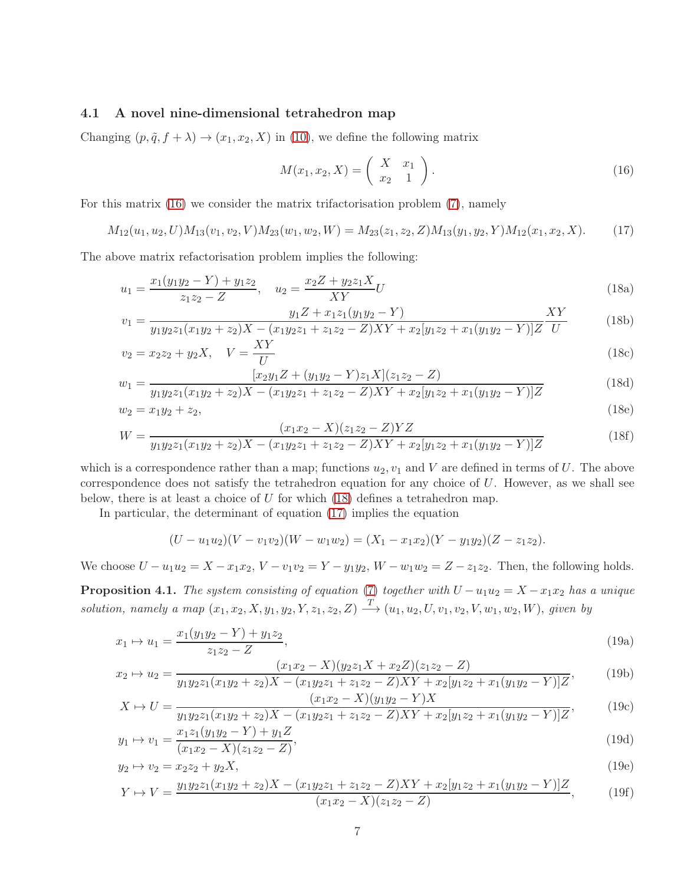### 4.1 A novel nine-dimensional tetrahedron map

Changing $(p, \tilde{q}, f + \lambda) \to (x_1, x_2, X)$ in (10), we define the following matrix

$$M(x_1, x_2, X) = \begin{pmatrix} X & x_1 \\ x_2 & 1 \end{pmatrix}. \tag{16}$$

For this matrix (16) we consider the matrix trifactorisation problem (7), namely

$$M_{12}(u_1, u_2, U)M_{13}(v_1, v_2, V)M_{23}(w_1, w_2, W) = M_{23}(z_1, z_2, Z)M_{13}(y_1, y_2, Y)M_{12}(x_1, x_2, X). \tag{17}$$

The above matrix refactorisation problem implies the following:

$$u_1 = \frac{x_1(y_1y_2 - Y) + y_1z_2}{z_1z_2 - Z}, \quad u_2 = \frac{x_2Z + y_2z_1X}{XY}U \tag{18a}$$

$$v_1 = \frac{y_1Z + x_1z_1(y_1y_2 - Y)}{y_1y_2z_1(x_1y_2 + z_2)X - (x_1y_2z_1 + z_1z_2 - Z)XY + x_2[y_1z_2 + x_1(y_1y_2 - Y)]Z}\frac{XY}{U} \tag{18b}$$

$$v_2 = x_2z_2 + y_2X, \quad V = \frac{XY}{U} \tag{18c}$$

$$w_1 = \frac{[x_2y_1Z + (y_1y_2 - Y)z_1X](z_1z_2 - Z)}{y_1y_2z_1(x_1y_2 + z_2)X - (x_1y_2z_1 + z_1z_2 - Z)XY + x_2[y_1z_2 + x_1(y_1y_2 - Y)]Z} \tag{18d}$$

$$w_2 = x_1y_2 + z_2, \tag{18e}$$

$$W = \frac{(x_1x_2 - X)(z_1z_2 - Z)YZ}{y_1y_2z_1(x_1y_2 + z_2)X - (x_1y_2z_1 + z_1z_2 - Z)XY + x_2[y_1z_2 + x_1(y_1y_2 - Y)]Z} \tag{18f}$$

which is a correspondence rather than a map; functions $u_2, v_1$ and $V$ are defined in terms of $U$. The above correspondence does not satisfy the tetrahedron equation for any choice of $U$. However, as we shall see below, there is at least a choice of $U$ for which (18) defines a tetrahedron map.

In particular, the determinant of equation (17) implies the equation

$$(U - u_1u_2)(V - v_1v_2)(W - w_1w_2) = (X_1 - x_1x_2)(Y - y_1y_2)(Z - z_1z_2).$$

We choose $U - u_1u_2 = X - x_1x_2$, $V - v_1v_2 = Y - y_1y_2$, $W - w_1w_2 = Z - z_1z_2$. Then, the following holds.

**Proposition 4.1.** *The system consisting of equation (7) together with $U - u_1u_2 = X - x_1x_2$ has a unique solution, namely a map $(x_1, x_2, X, y_1, y_2, Y, z_1, z_2, Z) \xrightarrow{T} (u_1, u_2, U, v_1, v_2, V, w_1, w_2, W)$, given by*

$$x_1 \mapsto u_1 = \frac{x_1(y_1y_2 - Y) + y_1z_2}{z_1z_2 - Z}, \tag{19a}$$

$$x_2 \mapsto u_2 = \frac{(x_1x_2 - X)(y_2z_1X + x_2Z)(z_1z_2 - Z)}{y_1y_2z_1(x_1y_2 + z_2)X - (x_1y_2z_1 + z_1z_2 - Z)XY + x_2[y_1z_2 + x_1(y_1y_2 - Y)]Z}, \tag{19b}$$

$$X \mapsto U = \frac{(x_1x_2 - X)(y_1y_2 - Y)X}{y_1y_2z_1(x_1y_2 + z_2)X - (x_1y_2z_1 + z_1z_2 - Z)XY + x_2[y_1z_2 + x_1(y_1y_2 - Y)]Z}, \tag{19c}$$

$$y_1 \mapsto v_1 = \frac{x_1z_1(y_1y_2 - Y) + y_1Z}{(x_1x_2 - X)(z_1z_2 - Z)}, \tag{19d}$$

$$y_2 \mapsto v_2 = x_2z_2 + y_2X, \tag{19e}$$

$$Y \mapsto V = \frac{y_1y_2z_1(x_1y_2 + z_2)X - (x_1y_2z_1 + z_1z_2 - Z)XY + x_2[y_1z_2 + x_1(y_1y_2 - Y)]Z}{(x_1x_2 - X)(z_1z_2 - Z)}, \tag{19f}$$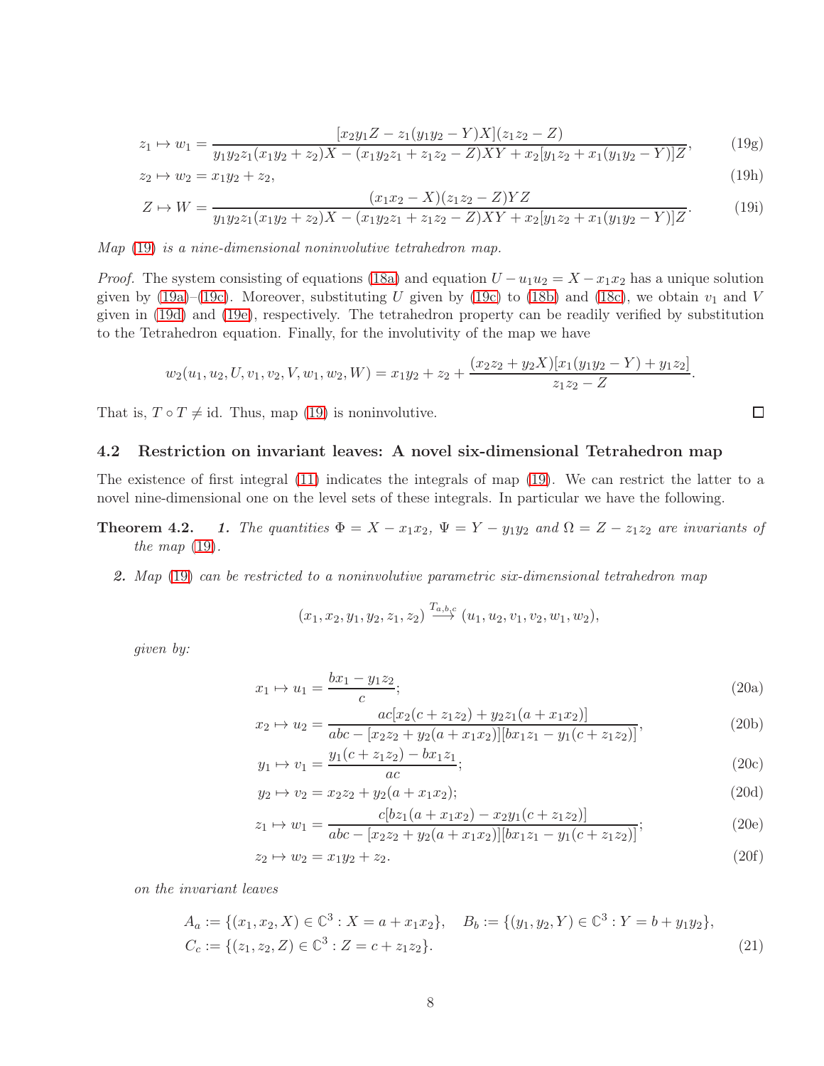$$z_1 \mapsto w_1 = \frac{[x_2y_1Z - z_1(y_1y_2 - Y)X](z_1z_2 - Z)}{y_1y_2z_1(x_1y_2 + z_2)X - (x_1y_2z_1 + z_1z_2 - Z)XY + x_2[y_1z_2 + x_1(y_1y_2 - Y)]Z}, \tag{19g}$$

$$z_2 \mapsto w_2 = x_1y_2 + z_2, \tag{19h}$$

$$Z \mapsto W = \frac{(x_1x_2 - X)(z_1z_2 - Z)YZ}{y_1y_2z_1(x_1y_2 + z_2)X - (x_1y_2z_1 + z_1z_2 - Z)XY + x_2[y_1z_2 + x_1(y_1y_2 - Y)]Z}. \tag{19i}$$

*Map (19) is a nine-dimensional noninvolutive tetrahedron map.*

*Proof.* The system consisting of equations (18a) and equation $U - u_1u_2 = X - x_1x_2$ has a unique solution given by (19a)–(19c). Moreover, substituting $U$ given by (19c) to (18b) and (18c), we obtain $v_1$ and $V$ given in (19d) and (19e), respectively. The tetrahedron property can be readily verified by substitution to the Tetrahedron equation. Finally, for the involutivity of the map we have

$$w_2(u_1, u_2, U, v_1, v_2, V, w_1, w_2, W) = x_1y_2 + z_2 + \frac{(x_2z_2 + y_2X)[x_1(y_1y_2 - Y) + y_1z_2]}{z_1z_2 - Z}.$$

That is, $T \circ T \neq \text{id}$. Thus, map (19) is noninvolutive. □

## 4.2 Restriction on invariant leaves: A novel six-dimensional Tetrahedron map

The existence of first integral (11) indicates the integrals of map (19). We can restrict the latter to a novel nine-dimensional one on the level sets of these integrals. In particular we have the following.

**Theorem 4.2.** *1. The quantities $\Phi = X - x_1x_2$, $\Psi = Y - y_1y_2$ and $\Omega = Z - z_1z_2$ are invariants of the map (19).*

*2. Map (19) can be restricted to a noninvolutive parametric six-dimensional tetrahedron map*

$$(x_1, x_2, y_1, y_2, z_1, z_2) \overset{T_{a,b,c}}{\longrightarrow} (u_1, u_2, v_1, v_2, w_1, w_2),$$

*given by:*

$$x_1 \mapsto u_1 = \frac{bx_1 - y_1z_2}{c}; \tag{20a}$$

$$x_2 \mapsto u_2 = \frac{ac[x_2(c + z_1z_2) + y_2z_1(a + x_1x_2)]}{abc - [x_2z_2 + y_2(a + x_1x_2)][bx_1z_1 - y_1(c + z_1z_2)]}, \tag{20b}$$

$$y_1 \mapsto v_1 = \frac{y_1(c + z_1z_2) - bx_1z_1}{ac}; \tag{20c}$$

$$y_2 \mapsto v_2 = x_2z_2 + y_2(a + x_1x_2); \tag{20d}$$

$$z_1 \mapsto w_1 = \frac{c[bz_1(a + x_1x_2) - x_2y_1(c + z_1z_2)]}{abc - [x_2z_2 + y_2(a + x_1x_2)][bx_1z_1 - y_1(c + z_1z_2)]}; \tag{20e}$$

$$z_2 \mapsto w_2 = x_1y_2 + z_2. \tag{20f}$$

*on the invariant leaves*

$$A_a := \{(x_1, x_2, X) \in \mathbb{C}^3 : X = a + x_1x_2\}, \quad B_b := \{(y_1, y_2, Y) \in \mathbb{C}^3 : Y = b + y_1y_2\},$$
$$C_c := \{(z_1, z_2, Z) \in \mathbb{C}^3 : Z = c + z_1z_2\}. \tag{21}$$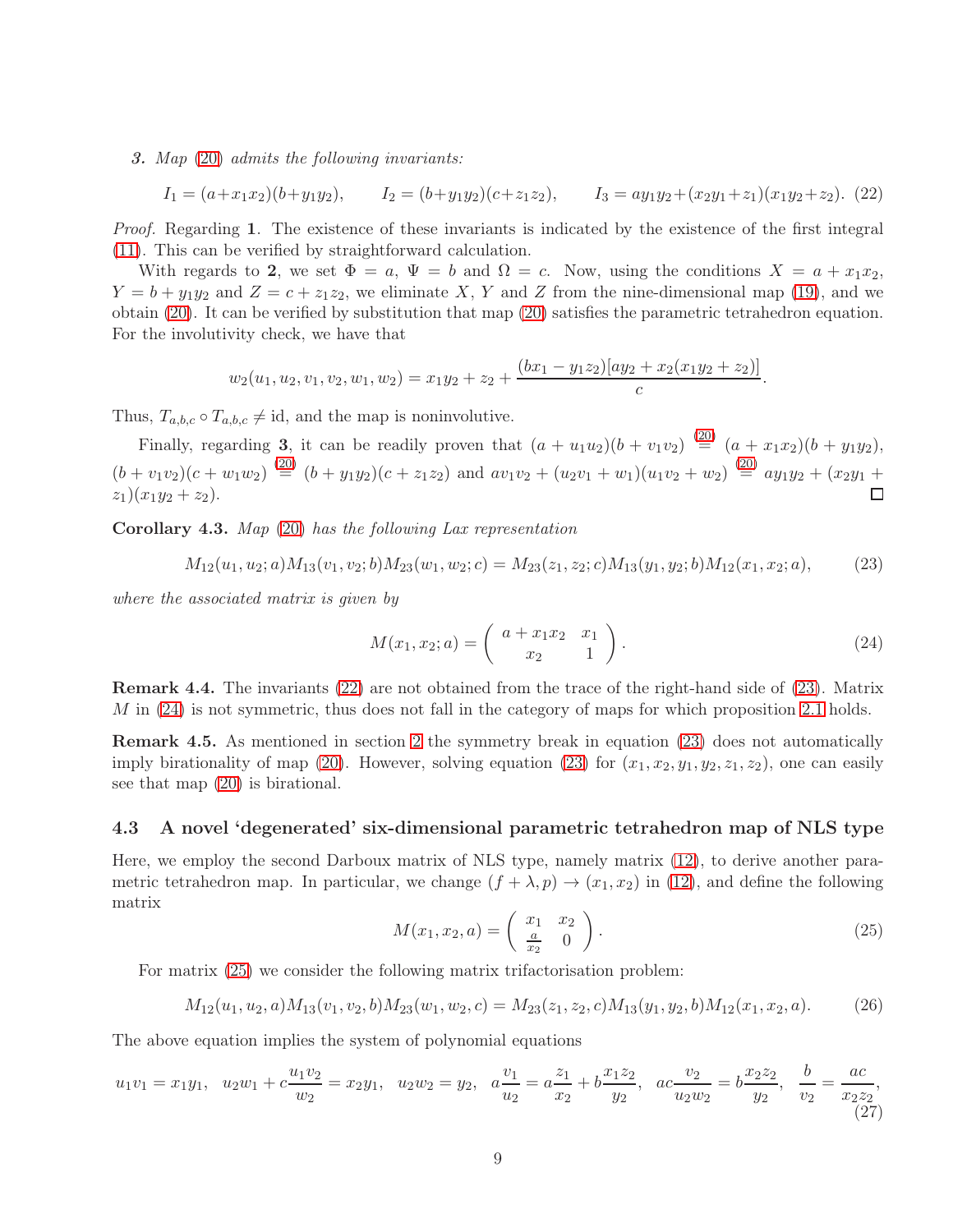*3. Map (20) admits the following invariants:*

$$I_1 = (a+x_1x_2)(b+y_1y_2), \qquad I_2 = (b+y_1y_2)(c+z_1z_2), \qquad I_3 = ay_1y_2+(x_2y_1+z_1)(x_1y_2+z_2). \quad (22)$$

*Proof.* Regarding **1**. The existence of these invariants is indicated by the existence of the first integral (11). This can be verified by straightforward calculation.

With regards to **2**, we set $\Phi = a$, $\Psi = b$ and $\Omega = c$. Now, using the conditions $X = a + x_1x_2$, $Y = b + y_1y_2$ and $Z = c + z_1z_2$, we eliminate $X$, $Y$ and $Z$ from the nine-dimensional map (19), and we obtain (20). It can be verified by substitution that map (20) satisfies the parametric tetrahedron equation. For the involutivity check, we have that

$$w_2(u_1, u_2, v_1, v_2, w_1, w_2) = x_1y_2 + z_2 + \frac{(bx_1 - y_1z_2)[ay_2 + x_2(x_1y_2 + z_2)]}{c}.$$

Thus, $T_{a,b,c} \circ T_{a,b,c} \neq \text{id}$, and the map is noninvolutive.

Finally, regarding **3**, it can be readily proven that $(a + u_1u_2)(b + v_1v_2) \overset{(20)}{=} (a + x_1x_2)(b + y_1y_2)$, $(b + v_1v_2)(c + w_1w_2) \overset{(20)}{=} (b + y_1y_2)(c + z_1z_2)$ and $av_1v_2 + (u_2v_1 + w_1)(u_1v_2 + w_2) \overset{(20)}{=} ay_1y_2 + (x_2y_1 + z_1)(x_1y_2 + z_2)$. □

**Corollary 4.3.** *Map (20) has the following Lax representation*

$$M_{12}(u_1, u_2; a)M_{13}(v_1, v_2; b)M_{23}(w_1, w_2; c) = M_{23}(z_1, z_2; c)M_{13}(y_1, y_2; b)M_{12}(x_1, x_2; a), \quad (23)$$

*where the associated matrix is given by*

$$M(x_1, x_2; a) = \begin{pmatrix} a + x_1x_2 & x_1 \\ x_2 & 1 \end{pmatrix}. \quad (24)$$

**Remark 4.4.** The invariants (22) are not obtained from the trace of the right-hand side of (23). Matrix $M$ in (24) is not symmetric, thus does not fall in the category of maps for which proposition 2.1 holds.

**Remark 4.5.** As mentioned in section 2 the symmetry break in equation (23) does not automatically imply birationality of map (20). However, solving equation (23) for $(x_1, x_2, y_1, y_2, z_1, z_2)$, one can easily see that map (20) is birational.

### 4.3 A novel 'degenerated' six-dimensional parametric tetrahedron map of NLS type

Here, we employ the second Darboux matrix of NLS type, namely matrix (12), to derive another parametric tetrahedron map. In particular, we change $(f + \lambda, p) \to (x_1, x_2)$ in (12), and define the following matrix

$$M(x_1, x_2, a) = \begin{pmatrix} x_1 & x_2 \\ \frac{a}{x_2} & 0 \end{pmatrix}. \quad (25)$$

For matrix (25) we consider the following matrix trifactorisation problem:

$$M_{12}(u_1, u_2, a)M_{13}(v_1, v_2, b)M_{23}(w_1, w_2, c) = M_{23}(z_1, z_2, c)M_{13}(y_1, y_2, b)M_{12}(x_1, x_2, a). \quad (26)$$

The above equation implies the system of polynomial equations

$$u_1v_1 = x_1y_1, \quad u_2w_1 + c\frac{u_1v_2}{w_2} = x_2y_1, \quad u_2w_2 = y_2, \quad a\frac{v_1}{u_2} = a\frac{z_1}{x_2} + b\frac{x_1z_2}{y_2}, \quad ac\frac{v_2}{u_2w_2} = b\frac{x_2z_2}{y_2}, \quad \frac{b}{v_2} = \frac{ac}{x_2z_2}, \quad (27)$$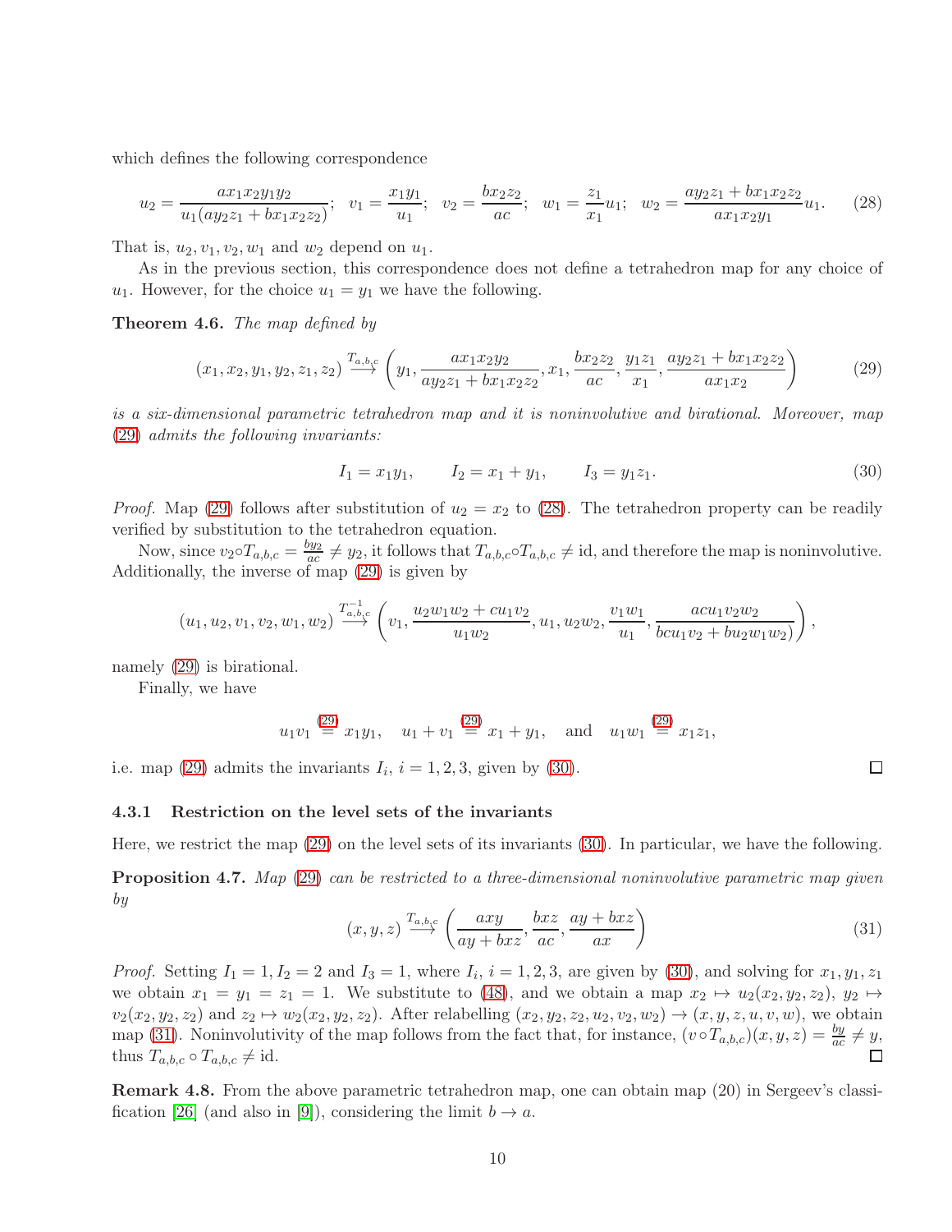which defines the following correspondence

$$u_2 = \frac{ax_1x_2y_1y_2}{u_1(ay_2z_1 + bx_1x_2z_2)}; \quad v_1 = \frac{x_1y_1}{u_1}; \quad v_2 = \frac{bx_2z_2}{ac}; \quad w_1 = \frac{z_1}{x_1}u_1; \quad w_2 = \frac{ay_2z_1 + bx_1x_2z_2}{ax_1x_2y_1}u_1. \tag{28}$$

That is, $u_2, v_1, v_2, w_1$ and $w_2$ depend on $u_1$.

As in the previous section, this correspondence does not define a tetrahedron map for any choice of $u_1$. However, for the choice $u_1 = y_1$ we have the following.

**Theorem 4.6.** *The map defined by*

$$(x_1, x_2, y_1, y_2, z_1, z_2) \overset{T_{a,b,c}}{\longrightarrow} \left(y_1, \frac{ax_1x_2y_2}{ay_2z_1 + bx_1x_2z_2}, x_1, \frac{bx_2z_2}{ac}, \frac{y_1z_1}{x_1}, \frac{ay_2z_1 + bx_1x_2z_2}{ax_1x_2}\right) \tag{29}$$

*is a six-dimensional parametric tetrahedron map and it is noninvolutive and birational. Moreover, map (29) admits the following invariants:*

$$I_1 = x_1y_1, \qquad I_2 = x_1 + y_1, \qquad I_3 = y_1z_1. \tag{30}$$

*Proof.* Map (29) follows after substitution of $u_2 = x_2$ to (28). The tetrahedron property can be readily verified by substitution to the tetrahedron equation.

Now, since $v_2 \circ T_{a,b,c} = \frac{by_2}{ac} \neq y_2$, it follows that $T_{a,b,c} \circ T_{a,b,c} \neq \text{id}$, and therefore the map is noninvolutive. Additionally, the inverse of map (29) is given by

$$(u_1, u_2, v_1, v_2, w_1, w_2) \overset{T^{-1}_{a,b,c}}{\longrightarrow} \left(v_1, \frac{u_2w_1w_2 + cu_1v_2}{u_1w_2}, u_1, u_2w_2, \frac{v_1w_1}{u_1}, \frac{acu_1v_2w_2}{bcu_1v_2 + bu_2w_1w_2)}\right),$$

namely (29) is birational.

Finally, we have

$$u_1v_1 \overset{(29)}{=} x_1y_1, \quad u_1 + v_1 \overset{(29)}{=} x_1 + y_1, \quad \text{and} \quad u_1w_1 \overset{(29)}{=} x_1z_1,$$

i.e. map (29) admits the invariants $I_i$, $i = 1, 2, 3$, given by (30). □

#### 4.3.1 Restriction on the level sets of the invariants

Here, we restrict the map (29) on the level sets of its invariants (30). In particular, we have the following.

**Proposition 4.7.** *Map (29) can be restricted to a three-dimensional noninvolutive parametric map given by*

$$(x, y, z) \overset{T_{a,b,c}}{\longrightarrow} \left(\frac{axy}{ay + bxz}, \frac{bxz}{ac}, \frac{ay + bxz}{ax}\right) \tag{31}$$

*Proof.* Setting $I_1 = 1, I_2 = 2$ and $I_3 = 1$, where $I_i$, $i = 1, 2, 3$, are given by (30), and solving for $x_1, y_1, z_1$ we obtain $x_1 = y_1 = z_1 = 1$. We substitute to (48), and we obtain a map $x_2 \mapsto u_2(x_2, y_2, z_2)$, $y_2 \mapsto v_2(x_2, y_2, z_2)$ and $z_2 \mapsto w_2(x_2, y_2, z_2)$. After relabelling $(x_2, y_2, z_2, u_2, v_2, w_2) \to (x, y, z, u, v, w)$, we obtain map (31). Noninvolutivity of the map follows from the fact that, for instance, $(v \circ T_{a,b,c})(x, y, z) = \frac{by}{ac} \neq y$, thus $T_{a,b,c} \circ T_{a,b,c} \neq \text{id}$. □

**Remark 4.8.** From the above parametric tetrahedron map, one can obtain map (20) in Sergeev's classification [26] (and also in [9]), considering the limit $b \to a$.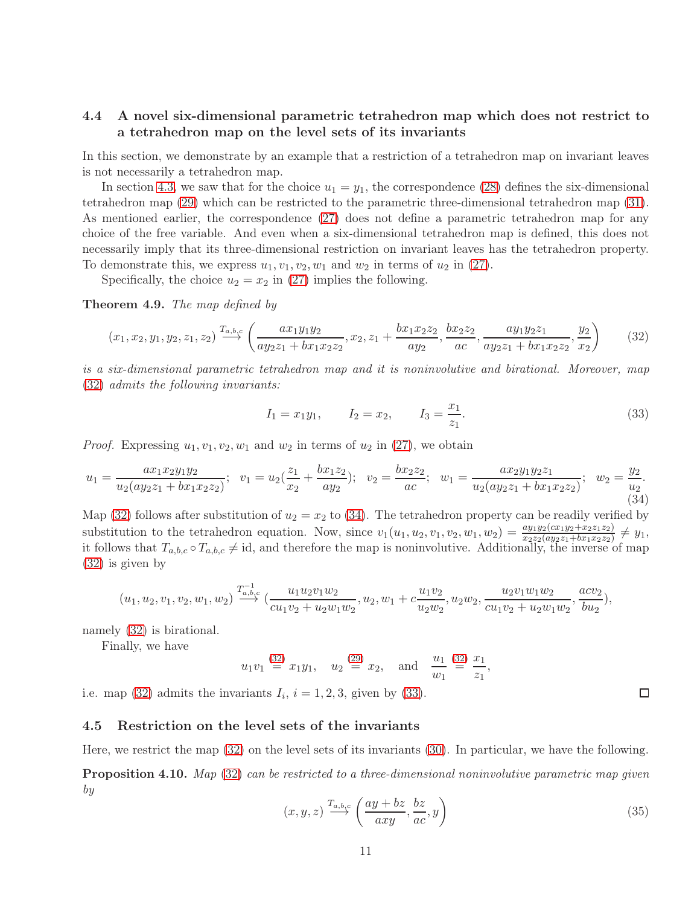### 4.4 A novel six-dimensional parametric tetrahedron map which does not restrict to a tetrahedron map on the level sets of its invariants

In this section, we demonstrate by an example that a restriction of a tetrahedron map on invariant leaves is not necessarily a tetrahedron map.

In section 4.3, we saw that for the choice $u_1 = y_1$, the correspondence (28) defines the six-dimensional tetrahedron map (29) which can be restricted to the parametric three-dimensional tetrahedron map (31). As mentioned earlier, the correspondence (27) does not define a parametric tetrahedron map for any choice of the free variable. And even when a six-dimensional tetrahedron map is defined, this does not necessarily imply that its three-dimensional restriction on invariant leaves has the tetrahedron property. To demonstrate this, we express $u_1, v_1, v_2, w_1$ and $w_2$ in terms of $u_2$ in (27).

Specifically, the choice $u_2 = x_2$ in (27) implies the following.

**Theorem 4.9.** *The map defined by*

$$(x_1, x_2, y_1, y_2, z_1, z_2) \overset{T_{a,b,c}}{\longrightarrow} \left(\frac{ax_1y_1y_2}{ay_2z_1 + bx_1x_2z_2}, x_2, z_1 + \frac{bx_1x_2z_2}{ay_2}, \frac{bx_2z_2}{ac}, \frac{ay_1y_2z_1}{ay_2z_1 + bx_1x_2z_2}, \frac{y_2}{x_2}\right) \tag{32}$$

*is a six-dimensional parametric tetrahedron map and it is noninvolutive and birational. Moreover, map (32) admits the following invariants:*

$$I_1 = x_1y_1, \qquad I_2 = x_2, \qquad I_3 = \frac{x_1}{z_1}. \tag{33}$$

*Proof.* Expressing $u_1, v_1, v_2, w_1$ and $w_2$ in terms of $u_2$ in (27), we obtain

$$u_1 = \frac{ax_1x_2y_1y_2}{u_2(ay_2z_1 + bx_1x_2z_2)}; \quad v_1 = u_2\left(\frac{z_1}{x_2} + \frac{bx_1z_2}{ay_2}\right); \quad v_2 = \frac{bx_2z_2}{ac}; \quad w_1 = \frac{ax_2y_1y_2z_1}{u_2(ay_2z_1 + bx_1x_2z_2)}; \quad w_2 = \frac{y_2}{u_2}. \tag{34}$$

Map (32) follows after substitution of $u_2 = x_2$ to (34). The tetrahedron property can be readily verified by substitution to the tetrahedron equation. Now, since $v_1(u_1, u_2, v_1, v_2, w_1, w_2) = \frac{ay_1y_2(cx_1y_2 + x_2z_1z_2)}{x_2z_2(ay_2z_1 + bx_1x_2z_2)} \neq y_1$, it follows that $T_{a,b,c} \circ T_{a,b,c} \neq \text{id}$, and therefore the map is noninvolutive. Additionally, the inverse of map (32) is given by

$$(u_1, u_2, v_1, v_2, w_1, w_2) \overset{T^{-1}_{a,b,c}}{\longrightarrow} \left(\frac{u_1u_2v_1w_2}{cu_1v_2 + u_2w_1w_2}, u_2, w_1 + c\frac{u_1v_2}{u_2w_2}, u_2w_2, \frac{u_2v_1w_1w_2}{cu_1v_2 + u_2w_1w_2}, \frac{acv_2}{bu_2}\right),$$

namely (32) is birational.

Finally, we have

$$u_1v_1 \overset{(32)}{=} x_1y_1, \quad u_2 \overset{(29)}{=} x_2, \quad \text{and} \quad \frac{u_1}{w_1} \overset{(32)}{=} \frac{x_1}{z_1},$$

i.e. map (32) admits the invariants $I_i$, $i = 1, 2, 3$, given by (33). □

### 4.5 Restriction on the level sets of the invariants

Here, we restrict the map (32) on the level sets of its invariants (30). In particular, we have the following.

**Proposition 4.10.** *Map (32) can be restricted to a three-dimensional noninvolutive parametric map given by*

$$(x, y, z) \overset{T_{a,b,c}}{\longrightarrow} \left(\frac{ay + bz}{axy}, \frac{bz}{ac}, y\right) \tag{35}$$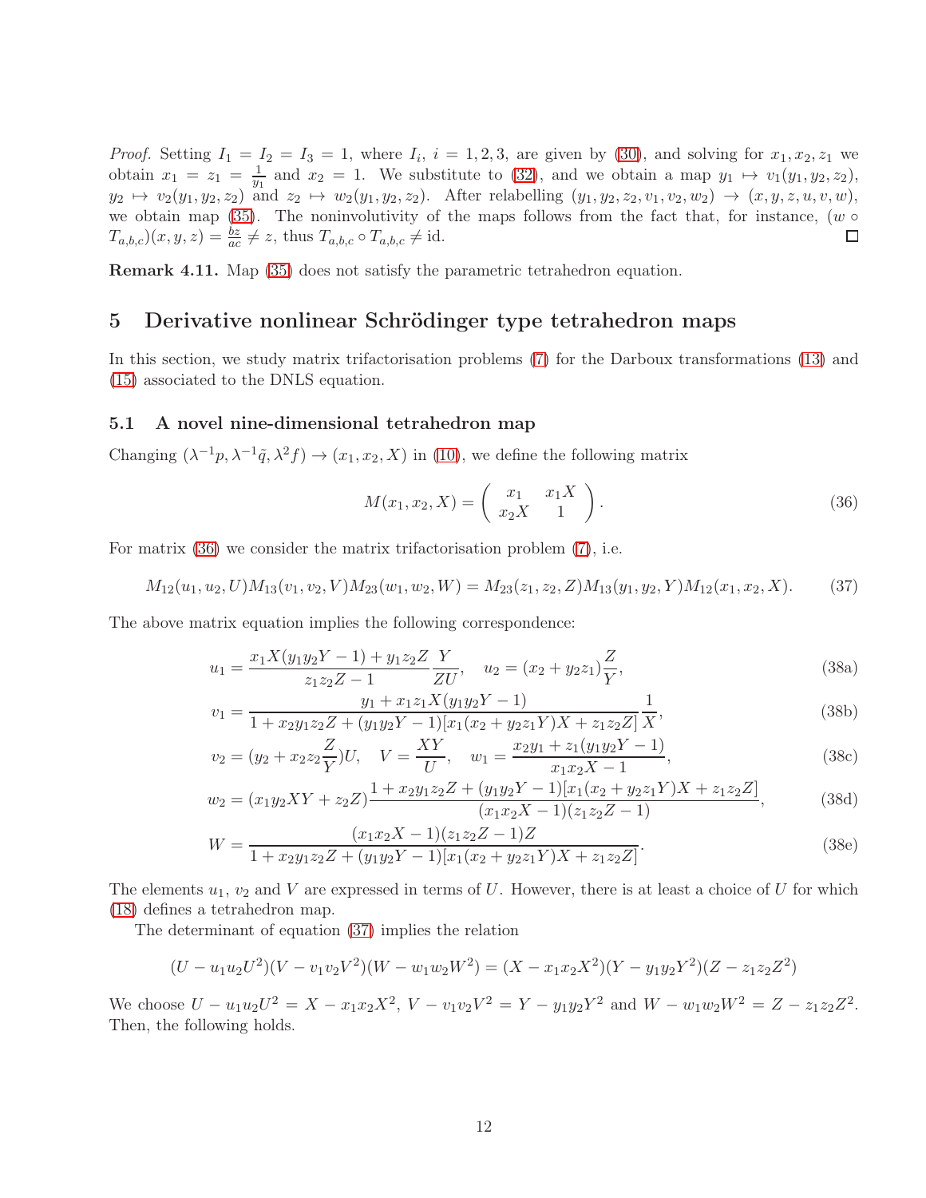*Proof.* Setting $I_1 = I_2 = I_3 = 1$, where $I_i$, $i = 1, 2, 3$, are given by (30), and solving for $x_1, x_2, z_1$ we obtain $x_1 = z_1 = \frac{1}{y_1}$ and $x_2 = 1$. We substitute to (32), and we obtain a map $y_1 \mapsto v_1(y_1, y_2, z_2)$, $y_2 \mapsto v_2(y_1, y_2, z_2)$ and $z_2 \mapsto w_2(y_1, y_2, z_2)$. After relabelling $(y_1, y_2, z_2, v_1, v_2, w_2) \to (x, y, z, u, v, w)$, we obtain map (35). The noninvolutivity of the maps follows from the fact that, for instance, $(w \circ T_{a,b,c})(x, y, z) = \frac{bz}{ac} \neq z$, thus $T_{a,b,c} \circ T_{a,b,c} \neq \text{id}$. □

**Remark 4.11.** Map (35) does not satisfy the parametric tetrahedron equation.

# 5 Derivative nonlinear Schrödinger type tetrahedron maps

In this section, we study matrix trifactorisation problems (7) for the Darboux transformations (13) and (15) associated to the DNLS equation.

## 5.1 A novel nine-dimensional tetrahedron map

Changing $(\lambda^{-1}p, \lambda^{-1}\tilde{q}, \lambda^2 f) \to (x_1, x_2, X)$ in (10), we define the following matrix

$$M(x_1, x_2, X) = \begin{pmatrix} x_1 & x_1 X \\ x_2 X & 1 \end{pmatrix}. \tag{36}$$

For matrix (36) we consider the matrix trifactorisation problem (7), i.e.

$$M_{12}(u_1, u_2, U)M_{13}(v_1, v_2, V)M_{23}(w_1, w_2, W) = M_{23}(z_1, z_2, Z)M_{13}(y_1, y_2, Y)M_{12}(x_1, x_2, X). \tag{37}$$

The above matrix equation implies the following correspondence:

$$u_1 = \frac{x_1 X(y_1 y_2 Y - 1) + y_1 z_2 Z}{z_1 z_2 Z - 1}\frac{Y}{ZU}, \quad u_2 = (x_2 + y_2 z_1)\frac{Z}{Y}, \tag{38a}$$

$$v_1 = \frac{y_1 + x_1 z_1 X(y_1 y_2 Y - 1)}{1 + x_2 y_1 z_2 Z + (y_1 y_2 Y - 1)[x_1(x_2 + y_2 z_1 Y)X + z_1 z_2 Z]}\frac{1}{X}, \tag{38b}$$

$$v_2 = (y_2 + x_2 z_2 \frac{Z}{Y})U, \quad V = \frac{XY}{U}, \quad w_1 = \frac{x_2 y_1 + z_1(y_1 y_2 Y - 1)}{x_1 x_2 X - 1}, \tag{38c}$$

$$w_2 = (x_1 y_2 XY + z_2 Z)\frac{1 + x_2 y_1 z_2 Z + (y_1 y_2 Y - 1)[x_1(x_2 + y_2 z_1 Y)X + z_1 z_2 Z]}{(x_1 x_2 X - 1)(z_1 z_2 Z - 1)}, \tag{38d}$$

$$W = \frac{(x_1 x_2 X - 1)(z_1 z_2 Z - 1)Z}{1 + x_2 y_1 z_2 Z + (y_1 y_2 Y - 1)[x_1(x_2 + y_2 z_1 Y)X + z_1 z_2 Z]}. \tag{38e}$$

The elements $u_1$, $v_2$ and $V$ are expressed in terms of $U$. However, there is at least a choice of $U$ for which (18) defines a tetrahedron map.

The determinant of equation (37) implies the relation

$$(U - u_1 u_2 U^2)(V - v_1 v_2 V^2)(W - w_1 w_2 W^2) = (X - x_1 x_2 X^2)(Y - y_1 y_2 Y^2)(Z - z_1 z_2 Z^2)$$

We choose $U - u_1 u_2 U^2 = X - x_1 x_2 X^2$, $V - v_1 v_2 V^2 = Y - y_1 y_2 Y^2$ and $W - w_1 w_2 W^2 = Z - z_1 z_2 Z^2$. Then, the following holds.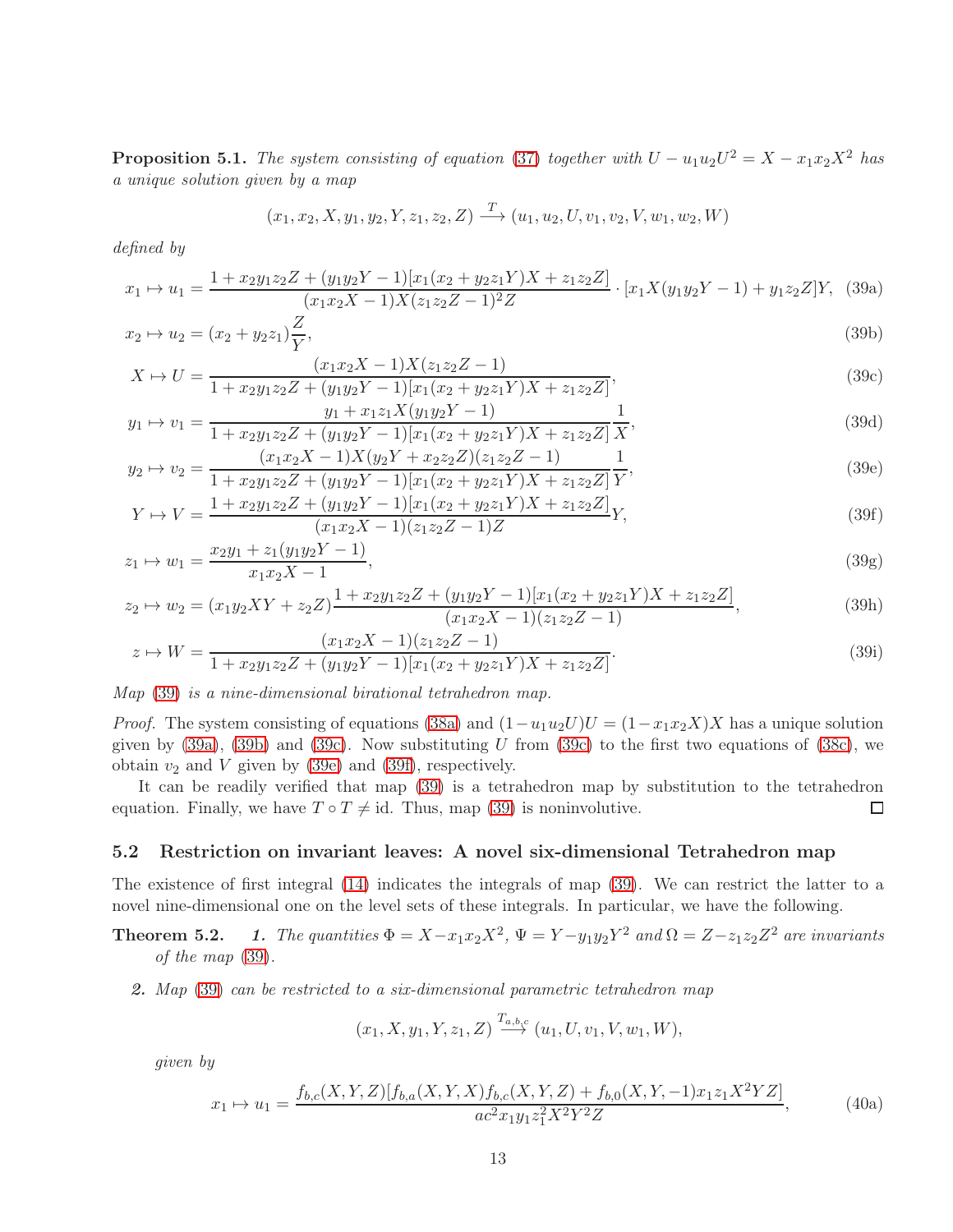**Proposition 5.1.** *The system consisting of equation (37) together with $U - u_1u_2U^2 = X - x_1x_2X^2$ has a unique solution given by a map*

$$(x_1, x_2, X, y_1, y_2, Y, z_1, z_2, Z) \xrightarrow{T} (u_1, u_2, U, v_1, v_2, V, w_1, w_2, W)$$

*defined by*

$$x_1 \mapsto u_1 = \frac{1 + x_2y_1z_2Z + (y_1y_2Y - 1)[x_1(x_2 + y_2z_1Y)X + z_1z_2Z]}{(x_1x_2X - 1)X(z_1z_2Z - 1)^2Z} \cdot [x_1X(y_1y_2Y - 1) + y_1z_2Z]Y, \tag{39a}$$

$$x_2 \mapsto u_2 = (x_2 + y_2z_1)\frac{Z}{Y}, \tag{39b}$$

$$X \mapsto U = \frac{(x_1x_2X - 1)X(z_1z_2Z - 1)}{1 + x_2y_1z_2Z + (y_1y_2Y - 1)[x_1(x_2 + y_2z_1Y)X + z_1z_2Z]}, \tag{39c}$$

$$y_1 \mapsto v_1 = \frac{y_1 + x_1z_1X(y_1y_2Y - 1)}{1 + x_2y_1z_2Z + (y_1y_2Y - 1)[x_1(x_2 + y_2z_1Y)X + z_1z_2Z]}\frac{1}{X}, \tag{39d}$$

$$y_2 \mapsto v_2 = \frac{(x_1x_2X - 1)X(y_2Y + x_2z_2Z)(z_1z_2Z - 1)}{1 + x_2y_1z_2Z + (y_1y_2Y - 1)[x_1(x_2 + y_2z_1Y)X + z_1z_2Z]}\frac{1}{Y}, \tag{39e}$$

$$Y \mapsto V = \frac{1 + x_2y_1z_2Z + (y_1y_2Y - 1)[x_1(x_2 + y_2z_1Y)X + z_1z_2Z]}{(x_1x_2X - 1)(z_1z_2Z - 1)Z}Y, \tag{39f}$$

$$z_1 \mapsto w_1 = \frac{x_2y_1 + z_1(y_1y_2Y - 1)}{x_1x_2X - 1}, \tag{39g}$$

$$z_2 \mapsto w_2 = (x_1y_2XY + z_2Z)\frac{1 + x_2y_1z_2Z + (y_1y_2Y - 1)[x_1(x_2 + y_2z_1Y)X + z_1z_2Z]}{(x_1x_2X - 1)(z_1z_2Z - 1)}, \tag{39h}$$

$$z \mapsto W = \frac{(x_1x_2X - 1)(z_1z_2Z - 1)}{1 + x_2y_1z_2Z + (y_1y_2Y - 1)[x_1(x_2 + y_2z_1Y)X + z_1z_2Z]}. \tag{39i}$$

*Map (39) is a nine-dimensional birational tetrahedron map.*

*Proof.* The system consisting of equations (38a) and $(1 - u_1u_2U)U = (1 - x_1x_2X)X$ has a unique solution given by (39a), (39b) and (39c). Now substituting $U$ from (39c) to the first two equations of (38c), we obtain $v_2$ and $V$ given by (39e) and (39f), respectively.

It can be readily verified that map (39) is a tetrahedron map by substitution to the tetrahedron equation. Finally, we have $T \circ T \neq \text{id}$. Thus, map (39) is noninvolutive. □

### 5.2 Restriction on invariant leaves: A novel six-dimensional Tetrahedron map

The existence of first integral (14) indicates the integrals of map (39). We can restrict the latter to a novel nine-dimensional one on the level sets of these integrals. In particular, we have the following.

**Theorem 5.2.** *1. The quantities $\Phi = X - x_1x_2X^2$, $\Psi = Y - y_1y_2Y^2$ and $\Omega = Z - z_1z_2Z^2$ are invariants of the map (39).*

*2. Map (39) can be restricted to a six-dimensional parametric tetrahedron map*

$$(x_1, X, y_1, Y, z_1, Z) \xrightarrow{T_{a,b,c}} (u_1, U, v_1, V, w_1, W),$$

*given by*

$$x_1 \mapsto u_1 = \frac{f_{b,c}(X, Y, Z)[f_{b,a}(X, Y, X)f_{b,c}(X, Y, Z) + f_{b,0}(X, Y, -1)x_1z_1X^2YZ]}{ac^2x_1y_1z_1^2X^2Y^2Z}, \tag{40a}$$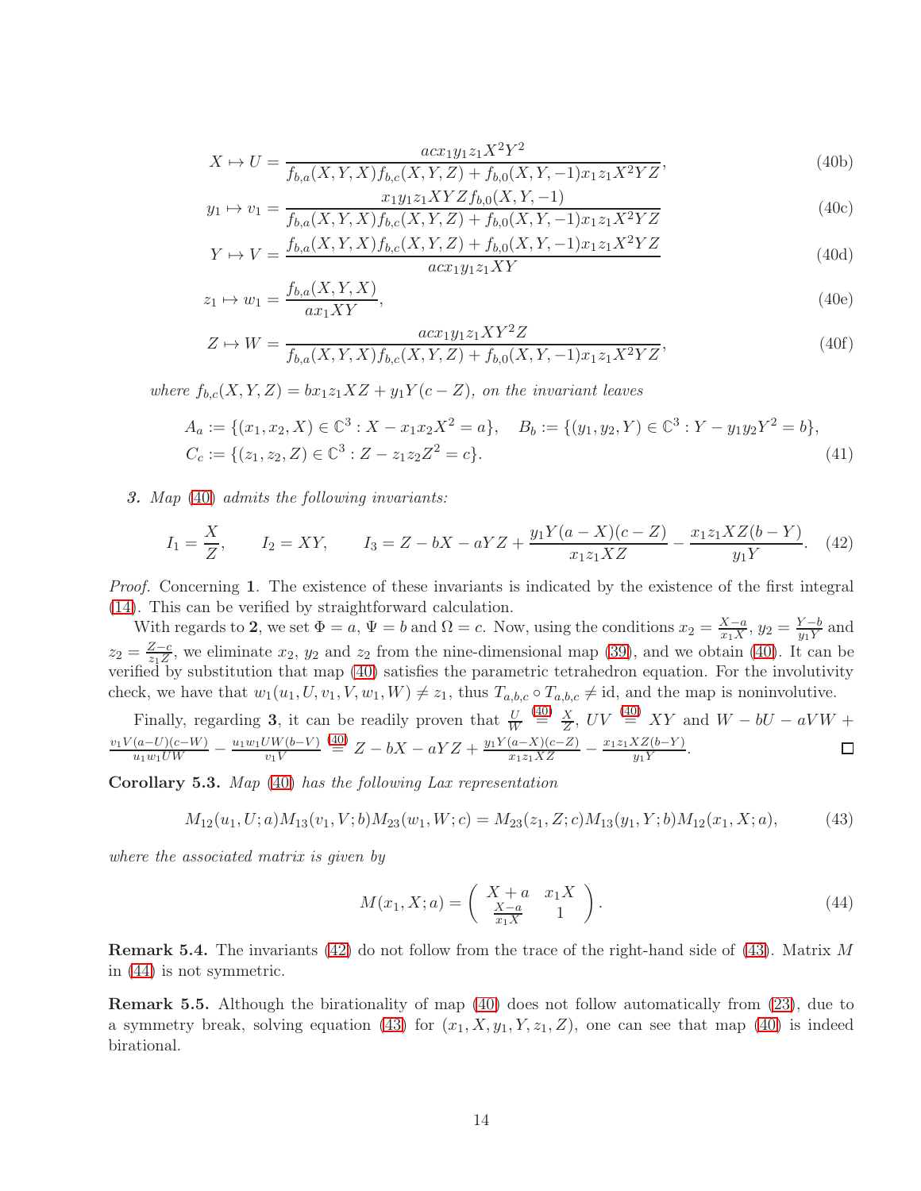$$X \mapsto U = \frac{acx_1y_1z_1X^2Y^2}{f_{b,a}(X,Y,X)f_{b,c}(X,Y,Z) + f_{b,0}(X,Y,-1)x_1z_1X^2YZ}, \tag{40b}$$

$$y_1 \mapsto v_1 = \frac{x_1y_1z_1XYZf_{b,0}(X,Y,-1)}{f_{b,a}(X,Y,X)f_{b,c}(X,Y,Z) + f_{b,0}(X,Y,-1)x_1z_1X^2YZ} \tag{40c}$$

$$Y \mapsto V = \frac{f_{b,a}(X,Y,X)f_{b,c}(X,Y,Z) + f_{b,0}(X,Y,-1)x_1z_1X^2YZ}{acx_1y_1z_1XY} \tag{40d}$$

$$z_1 \mapsto w_1 = \frac{f_{b,a}(X,Y,X)}{ax_1XY}, \tag{40e}$$

$$Z \mapsto W = \frac{acx_1y_1z_1XY^2Z}{f_{b,a}(X,Y,X)f_{b,c}(X,Y,Z) + f_{b,0}(X,Y,-1)x_1z_1X^2YZ}, \tag{40f}$$

*where* $f_{b,c}(X,Y,Z) = bx_1z_1XZ + y_1Y(c-Z)$*, on the invariant leaves*

$$A_a := \{(x_1,x_2,X) \in \mathbb{C}^3 : X - x_1x_2X^2 = a\}, \quad B_b := \{(y_1,y_2,Y) \in \mathbb{C}^3 : Y - y_1y_2Y^2 = b\},$$
$$C_c := \{(z_1,z_2,Z) \in \mathbb{C}^3 : Z - z_1z_2Z^2 = c\}. \tag{41}$$

*3. Map* (40) *admits the following invariants:*

$$I_1 = \frac{X}{Z}, \qquad I_2 = XY, \qquad I_3 = Z - bX - aYZ + \frac{y_1Y(a-X)(c-Z)}{x_1z_1XZ} - \frac{x_1z_1XZ(b-Y)}{y_1Y}. \tag{42}$$

*Proof.* Concerning **1**. The existence of these invariants is indicated by the existence of the first integral (14). This can be verified by straightforward calculation.

With regards to **2**, we set $\Phi = a$, $\Psi = b$ and $\Omega = c$. Now, using the conditions $x_2 = \frac{X-a}{x_1X}$, $y_2 = \frac{Y-b}{y_1Y}$ and $z_2 = \frac{Z-c}{z_1Z}$, we eliminate $x_2$, $y_2$ and $z_2$ from the nine-dimensional map (39), and we obtain (40). It can be verified by substitution that map (40) satisfies the parametric tetrahedron equation. For the involutivity check, we have that $w_1(u_1,U,v_1,V,w_1,W) \neq z_1$, thus $T_{a,b,c} \circ T_{a,b,c} \neq \text{id}$, and the map is noninvolutive.

Finally, regarding **3**, it can be readily proven that $\frac{U}{W} \overset{(40)}{=} \frac{X}{Z}$, $UV \overset{(40)}{=} XY$ and $W - bU - aVW + \frac{v_1V(a-U)(c-W)}{u_1w_1UW} - \frac{u_1w_1UW(b-V)}{v_1V} \overset{(40)}{=} Z - bX - aYZ + \frac{y_1Y(a-X)(c-Z)}{x_1z_1XZ} - \frac{x_1z_1XZ(b-Y)}{y_1Y}$. $\square$

**Corollary 5.3.** *Map* (40) *has the following Lax representation*

$$M_{12}(u_1,U;a)M_{13}(v_1,V;b)M_{23}(w_1,W;c) = M_{23}(z_1,Z;c)M_{13}(y_1,Y;b)M_{12}(x_1,X;a), \tag{43}$$

*where the associated matrix is given by*

$$M(x_1,X;a) = \begin{pmatrix} X+a & x_1X \\ \frac{X-a}{x_1X} & 1 \end{pmatrix}. \tag{44}$$

**Remark 5.4.** The invariants (42) do not follow from the trace of the right-hand side of (43). Matrix $M$ in (44) is not symmetric.

**Remark 5.5.** Although the birationality of map (40) does not follow automatically from (23), due to a symmetry break, solving equation (43) for $(x_1,X,y_1,Y,z_1,Z)$, one can see that map (40) is indeed birational.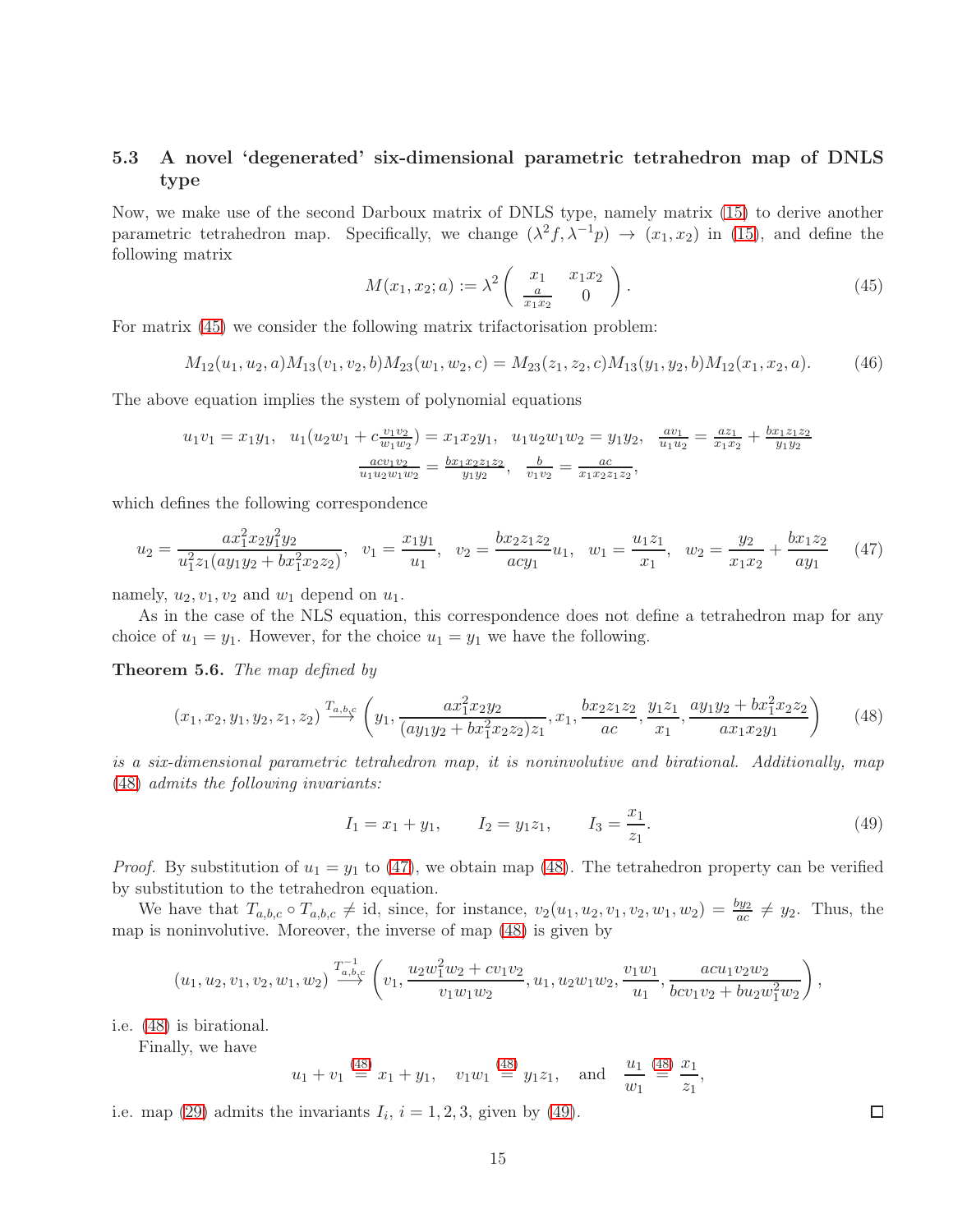### 5.3 A novel 'degenerated' six-dimensional parametric tetrahedron map of DNLS type

Now, we make use of the second Darboux matrix of DNLS type, namely matrix (15) to derive another parametric tetrahedron map. Specifically, we change $(\lambda^2 f, \lambda^{-1} p) \to (x_1, x_2)$ in (15), and define the following matrix

$$M(x_1, x_2; a) := \lambda^2 \begin{pmatrix} x_1 & x_1 x_2 \\ \frac{a}{x_1 x_2} & 0 \end{pmatrix}. \tag{45}$$

For matrix (45) we consider the following matrix trifactorisation problem:

$$M_{12}(u_1, u_2, a) M_{13}(v_1, v_2, b) M_{23}(w_1, w_2, c) = M_{23}(z_1, z_2, c) M_{13}(y_1, y_2, b) M_{12}(x_1, x_2, a). \tag{46}$$

The above equation implies the system of polynomial equations

$$u_1 v_1 = x_1 y_1, \quad u_1(u_2 w_1 + c\tfrac{v_1 v_2}{w_1 w_2}) = x_1 x_2 y_1, \quad u_1 u_2 w_1 w_2 = y_1 y_2, \quad \tfrac{a v_1}{u_1 u_2} = \tfrac{a z_1}{x_1 x_2} + \tfrac{b x_1 z_1 z_2}{y_1 y_2}$$
$$\tfrac{a c v_1 v_2}{u_1 u_2 w_1 w_2} = \tfrac{b x_1 x_2 z_1 z_2}{y_1 y_2}, \quad \tfrac{b}{v_1 v_2} = \tfrac{a c}{x_1 x_2 z_1 z_2},$$

which defines the following correspondence

$$u_2 = \frac{a x_1^2 x_2 y_1^2 y_2}{u_1^2 z_1 (a y_1 y_2 + b x_1^2 x_2 z_2)}, \quad v_1 = \frac{x_1 y_1}{u_1}, \quad v_2 = \frac{b x_2 z_1 z_2}{a c y_1} u_1, \quad w_1 = \frac{u_1 z_1}{x_1}, \quad w_2 = \frac{y_2}{x_1 x_2} + \frac{b x_1 z_2}{a y_1} \tag{47}$$

namely, $u_2, v_1, v_2$ and $w_1$ depend on $u_1$.

As in the case of the NLS equation, this correspondence does not define a tetrahedron map for any choice of $u_1 = y_1$. However, for the choice $u_1 = y_1$ we have the following.

**Theorem 5.6.** *The map defined by*

$$(x_1, x_2, y_1, y_2, z_1, z_2) \overset{T_{a,b,c}}{\longrightarrow} \left( y_1, \frac{a x_1^2 x_2 y_2}{(a y_1 y_2 + b x_1^2 x_2 z_2) z_1}, x_1, \frac{b x_2 z_1 z_2}{ac}, \frac{y_1 z_1}{x_1}, \frac{a y_1 y_2 + b x_1^2 x_2 z_2}{a x_1 x_2 y_1} \right) \tag{48}$$

*is a six-dimensional parametric tetrahedron map, it is noninvolutive and birational. Additionally, map (48) admits the following invariants:*

$$I_1 = x_1 + y_1, \qquad I_2 = y_1 z_1, \qquad I_3 = \frac{x_1}{z_1}. \tag{49}$$

*Proof.* By substitution of $u_1 = y_1$ to (47), we obtain map (48). The tetrahedron property can be verified by substitution to the tetrahedron equation.

We have that $T_{a,b,c} \circ T_{a,b,c} \neq \text{id}$, since, for instance, $v_2(u_1, u_2, v_1, v_2, w_1, w_2) = \frac{b y_2}{ac} \neq y_2$. Thus, the map is noninvolutive. Moreover, the inverse of map (48) is given by

$$(u_1, u_2, v_1, v_2, w_1, w_2) \overset{T^{-1}_{a,b,c}}{\longrightarrow} \left( v_1, \frac{u_2 w_1^2 w_2 + c v_1 v_2}{v_1 w_1 w_2}, u_1, u_2 w_1 w_2, \frac{v_1 w_1}{u_1}, \frac{a c u_1 v_2 w_2}{b c v_1 v_2 + b u_2 w_1^2 w_2} \right),$$

i.e. (48) is birational.

Finally, we have

$$u_1 + v_1 \overset{(48)}{=} x_1 + y_1, \quad v_1 w_1 \overset{(48)}{=} y_1 z_1, \quad \text{and} \quad \frac{u_1}{w_1} \overset{(48)}{=} \frac{x_1}{z_1},$$

i.e. map (29) admits the invariants $I_i$, $i = 1, 2, 3$, given by (49). ◻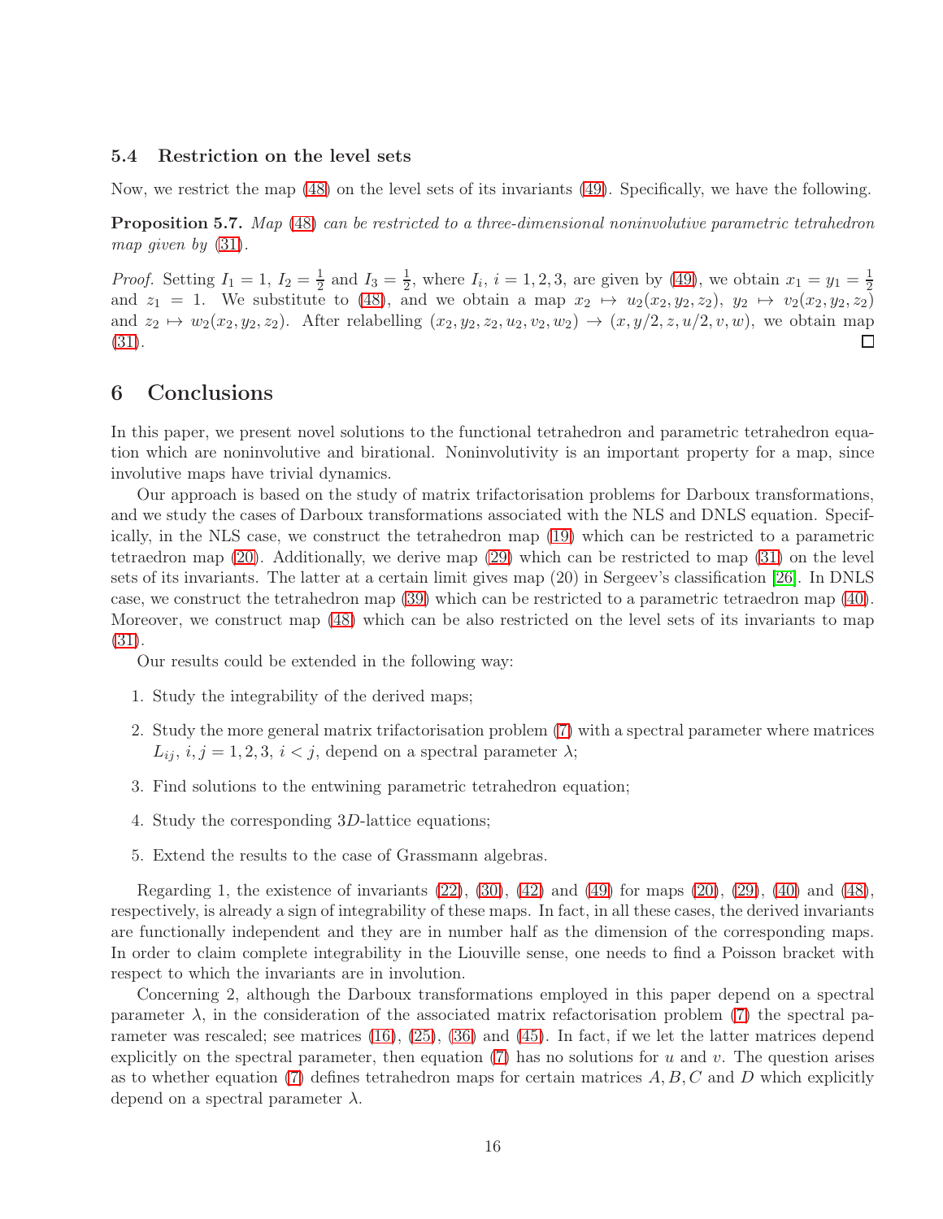### 5.4 Restriction on the level sets

Now, we restrict the map (48) on the level sets of its invariants (49). Specifically, we have the following.

**Proposition 5.7.** *Map (48) can be restricted to a three-dimensional noninvolutive parametric tetrahedron map given by (31).*

*Proof.* Setting $I_1 = 1$, $I_2 = \frac{1}{2}$ and $I_3 = \frac{1}{2}$, where $I_i$, $i = 1, 2, 3$, are given by (49), we obtain $x_1 = y_1 = \frac{1}{2}$ and $z_1 = 1$. We substitute to (48), and we obtain a map $x_2 \mapsto u_2(x_2, y_2, z_2)$, $y_2 \mapsto v_2(x_2, y_2, z_2)$ and $z_2 \mapsto w_2(x_2, y_2, z_2)$. After relabelling $(x_2, y_2, z_2, u_2, v_2, w_2) \to (x, y/2, z, u/2, v, w)$, we obtain map (31). □

## 6 Conclusions

In this paper, we present novel solutions to the functional tetrahedron and parametric tetrahedron equation which are noninvolutive and birational. Noninvolutivity is an important property for a map, since involutive maps have trivial dynamics.

Our approach is based on the study of matrix trifactorisation problems for Darboux transformations, and we study the cases of Darboux transformations associated with the NLS and DNLS equation. Specifically, in the NLS case, we construct the tetrahedron map (19) which can be restricted to a parametric tetraedron map (20). Additionally, we derive map (29) which can be restricted to map (31) on the level sets of its invariants. The latter at a certain limit gives map (20) in Sergeev's classification [26]. In DNLS case, we construct the tetrahedron map (39) which can be restricted to a parametric tetraedron map (40). Moreover, we construct map (48) which can be also restricted on the level sets of its invariants to map (31).

Our results could be extended in the following way:

1. Study the integrability of the derived maps;
2. Study the more general matrix trifactorisation problem (7) with a spectral parameter where matrices $L_{ij}$, $i, j = 1, 2, 3$, $i < j$, depend on a spectral parameter $\lambda$;
3. Find solutions to the entwining parametric tetrahedron equation;
4. Study the corresponding $3D$-lattice equations;
5. Extend the results to the case of Grassmann algebras.

Regarding 1, the existence of invariants (22), (30), (42) and (49) for maps (20), (29), (40) and (48), respectively, is already a sign of integrability of these maps. In fact, in all these cases, the derived invariants are functionally independent and they are in number half as the dimension of the corresponding maps. In order to claim complete integrability in the Liouville sense, one needs to find a Poisson bracket with respect to which the invariants are in involution.

Concerning 2, although the Darboux transformations employed in this paper depend on a spectral parameter $\lambda$, in the consideration of the associated matrix refactorisation problem (7) the spectral parameter was rescaled; see matrices (16), (25), (36) and (45). In fact, if we let the latter matrices depend explicitly on the spectral parameter, then equation (7) has no solutions for $u$ and $v$. The question arises as to whether equation (7) defines tetrahedron maps for certain matrices $A, B, C$ and $D$ which explicitly depend on a spectral parameter $\lambda$.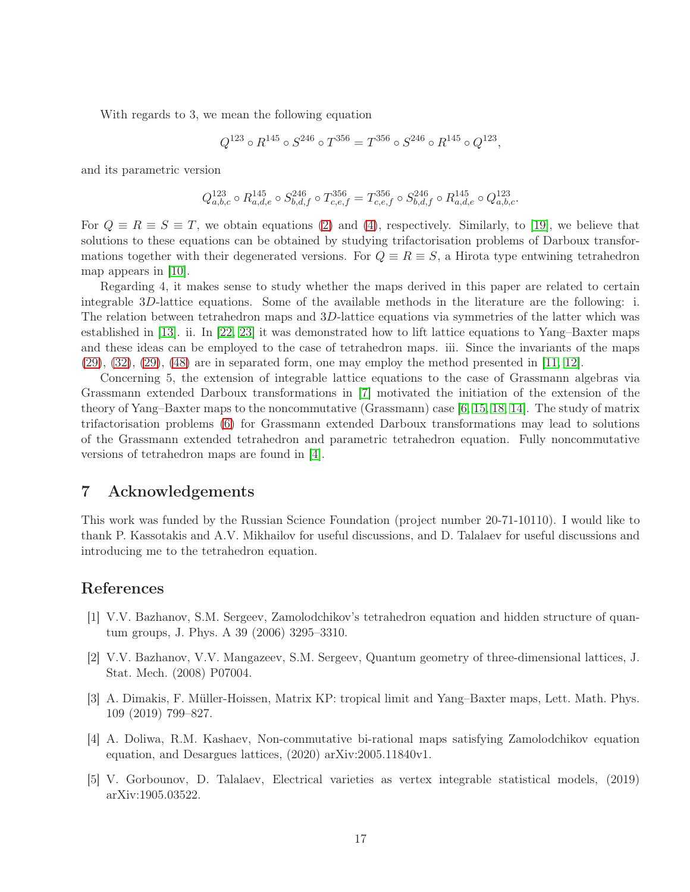With regards to 3, we mean the following equation

$$Q^{123} \circ R^{145} \circ S^{246} \circ T^{356} = T^{356} \circ S^{246} \circ R^{145} \circ Q^{123},$$

and its parametric version

$$Q^{123}_{a,b,c} \circ R^{145}_{a,d,e} \circ S^{246}_{b,d,f} \circ T^{356}_{c,e,f} = T^{356}_{c,e,f} \circ S^{246}_{b,d,f} \circ R^{145}_{a,d,e} \circ Q^{123}_{a,b,c}.$$

For $Q \equiv R \equiv S \equiv T$, we obtain equations (2) and (4), respectively. Similarly, to [19], we believe that solutions to these equations can be obtained by studying trifactorisation problems of Darboux transformations together with their degenerated versions. For $Q \equiv R \equiv S$, a Hirota type entwining tetrahedron map appears in [10].

Regarding 4, it makes sense to study whether the maps derived in this paper are related to certain integrable $3D$-lattice equations. Some of the available methods in the literature are the following: i. The relation between tetrahedron maps and $3D$-lattice equations via symmetries of the latter which was established in [13]. ii. In [22, 23] it was demonstrated how to lift lattice equations to Yang–Baxter maps and these ideas can be employed to the case of tetrahedron maps. iii. Since the invariants of the maps (29), (32), (29), (48) are in separated form, one may employ the method presented in [11, 12].

Concerning 5, the extension of integrable lattice equations to the case of Grassmann algebras via Grassmann extended Darboux transformations in [7] motivated the initiation of the extension of the theory of Yang–Baxter maps to the noncommutative (Grassmann) case [6, 15, 18, 14]. The study of matrix trifactorisation problems (6) for Grassmann extended Darboux transformations may lead to solutions of the Grassmann extended tetrahedron and parametric tetrahedron equation. Fully noncommutative versions of tetrahedron maps are found in [4].

## 7 Acknowledgements

This work was funded by the Russian Science Foundation (project number 20-71-10110). I would like to thank P. Kassotakis and A.V. Mikhailov for useful discussions, and D. Talalaev for useful discussions and introducing me to the tetrahedron equation.

## References

[1] V.V. Bazhanov, S.M. Sergeev, Zamolodchikov's tetrahedron equation and hidden structure of quantum groups, J. Phys. A 39 (2006) 3295–3310.

[2] V.V. Bazhanov, V.V. Mangazeev, S.M. Sergeev, Quantum geometry of three-dimensional lattices, J. Stat. Mech. (2008) P07004.

[3] A. Dimakis, F. Müller-Hoissen, Matrix KP: tropical limit and Yang–Baxter maps, Lett. Math. Phys. 109 (2019) 799–827.

[4] A. Doliwa, R.M. Kashaev, Non-commutative bi-rational maps satisfying Zamolodchikov equation equation, and Desargues lattices, (2020) arXiv:2005.11840v1.

[5] V. Gorbounov, D. Talalaev, Electrical varieties as vertex integrable statistical models, (2019) arXiv:1905.03522.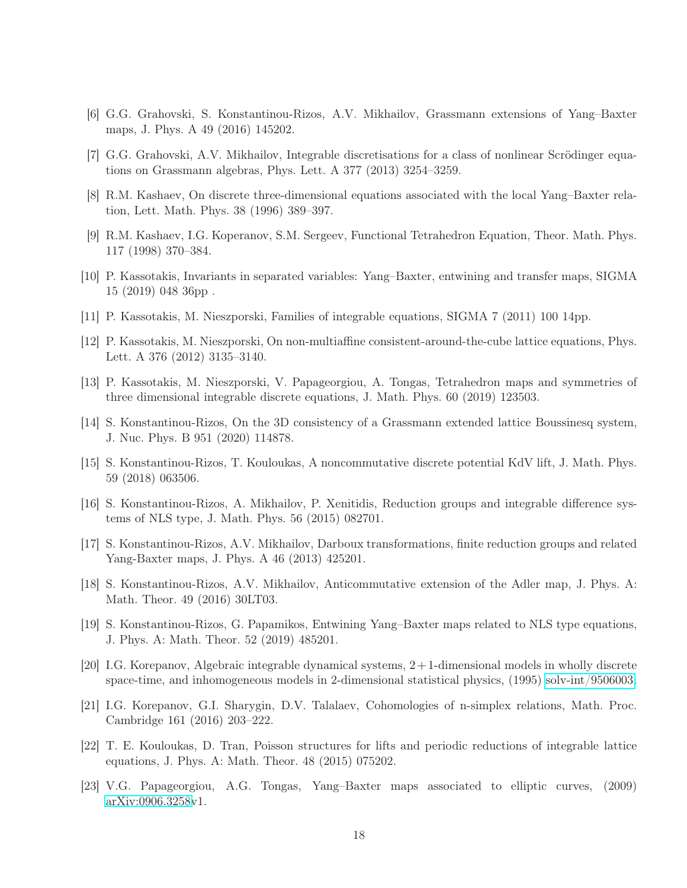[6] G.G. Grahovski, S. Konstantinou-Rizos, A.V. Mikhailov, Grassmann extensions of Yang–Baxter maps, J. Phys. A 49 (2016) 145202.

[7] G.G. Grahovski, A.V. Mikhailov, Integrable discretisations for a class of nonlinear Scrödinger equations on Grassmann algebras, Phys. Lett. A 377 (2013) 3254–3259.

[8] R.M. Kashaev, On discrete three-dimensional equations associated with the local Yang–Baxter relation, Lett. Math. Phys. 38 (1996) 389–397.

[9] R.M. Kashaev, I.G. Koperanov, S.M. Sergeev, Functional Tetrahedron Equation, Theor. Math. Phys. 117 (1998) 370–384.

[10] P. Kassotakis, Invariants in separated variables: Yang–Baxter, entwining and transfer maps, SIGMA 15 (2019) 048 36pp .

[11] P. Kassotakis, M. Nieszporski, Families of integrable equations, SIGMA 7 (2011) 100 14pp.

[12] P. Kassotakis, M. Nieszporski, On non-multiaffine consistent-around-the-cube lattice equations, Phys. Lett. A 376 (2012) 3135–3140.

[13] P. Kassotakis, M. Nieszporski, V. Papageorgiou, A. Tongas, Tetrahedron maps and symmetries of three dimensional integrable discrete equations, J. Math. Phys. 60 (2019) 123503.

[14] S. Konstantinou-Rizos, On the 3D consistency of a Grassmann extended lattice Boussinesq system, J. Nuc. Phys. B 951 (2020) 114878.

[15] S. Konstantinou-Rizos, T. Kouloukas, A noncommutative discrete potential KdV lift, J. Math. Phys. 59 (2018) 063506.

[16] S. Konstantinou-Rizos, A. Mikhailov, P. Xenitidis, Reduction groups and integrable difference systems of NLS type, J. Math. Phys. 56 (2015) 082701.

[17] S. Konstantinou-Rizos, A.V. Mikhailov, Darboux transformations, finite reduction groups and related Yang-Baxter maps, J. Phys. A 46 (2013) 425201.

[18] S. Konstantinou-Rizos, A.V. Mikhailov, Anticommutative extension of the Adler map, J. Phys. A: Math. Theor. 49 (2016) 30LT03.

[19] S. Konstantinou-Rizos, G. Papamikos, Entwining Yang–Baxter maps related to NLS type equations, J. Phys. A: Math. Theor. 52 (2019) 485201.

[20] I.G. Korepanov, Algebraic integrable dynamical systems, $2+1$-dimensional models in wholly discrete space-time, and inhomogeneous models in 2-dimensional statistical physics, (1995) solv-int/9506003.

[21] I.G. Korepanov, G.I. Sharygin, D.V. Talalaev, Cohomologies of n-simplex relations, Math. Proc. Cambridge 161 (2016) 203–222.

[22] T. E. Kouloukas, D. Tran, Poisson structures for lifts and periodic reductions of integrable lattice equations, J. Phys. A: Math. Theor. 48 (2015) 075202.

[23] V.G. Papageorgiou, A.G. Tongas, Yang–Baxter maps associated to elliptic curves, (2009) arXiv:0906.3258v1.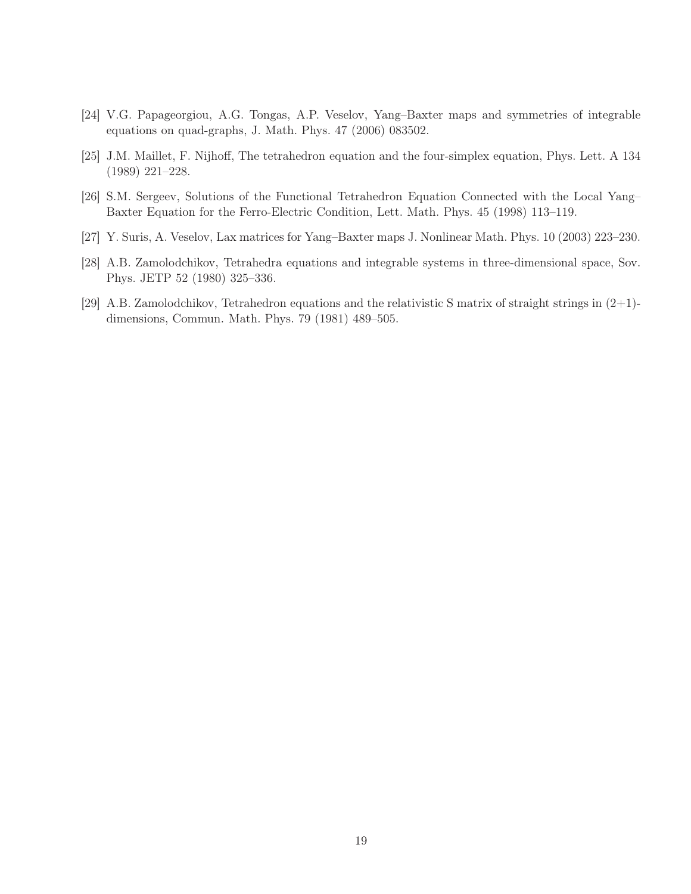[24] V.G. Papageorgiou, A.G. Tongas, A.P. Veselov, Yang–Baxter maps and symmetries of integrable equations on quad-graphs, J. Math. Phys. 47 (2006) 083502.

[25] J.M. Maillet, F. Nijhoff, The tetrahedron equation and the four-simplex equation, Phys. Lett. A 134 (1989) 221–228.

[26] S.M. Sergeev, Solutions of the Functional Tetrahedron Equation Connected with the Local Yang–Baxter Equation for the Ferro-Electric Condition, Lett. Math. Phys. 45 (1998) 113–119.

[27] Y. Suris, A. Veselov, Lax matrices for Yang–Baxter maps J. Nonlinear Math. Phys. 10 (2003) 223–230.

[28] A.B. Zamolodchikov, Tetrahedra equations and integrable systems in three-dimensional space, Sov. Phys. JETP 52 (1980) 325–336.

[29] A.B. Zamolodchikov, Tetrahedron equations and the relativistic S matrix of straight strings in (2+1)-dimensions, Commun. Math. Phys. 79 (1981) 489–505.